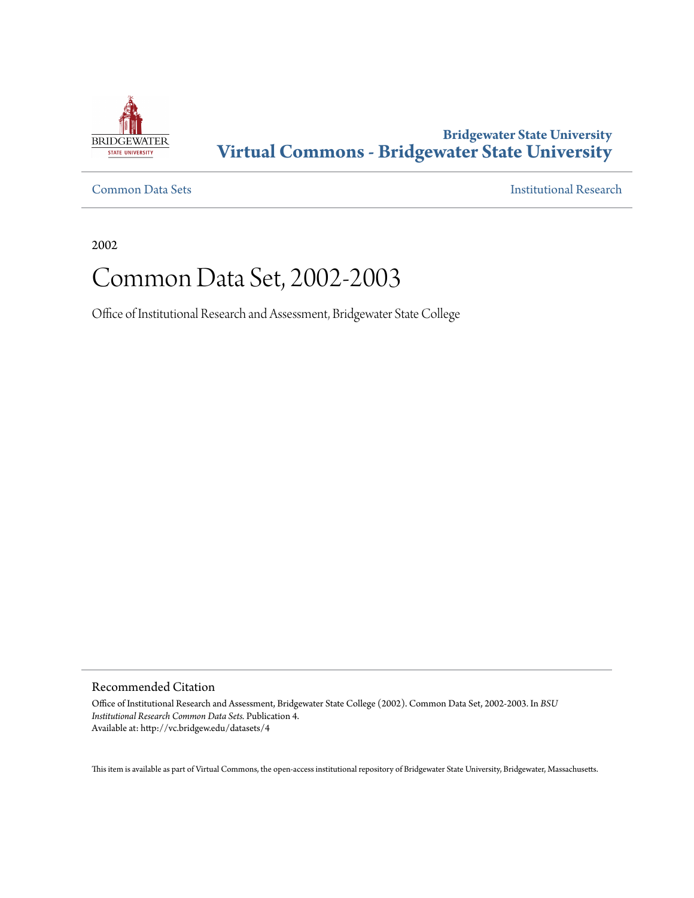Bridgewater State University
**Virtual Commons - Bridgewater State University**

Common Data Sets | Institutional Research

2002

# Common Data Set, 2002-2003

Office of Institutional Research and Assessment, Bridgewater State College

## Recommended Citation

Office of Institutional Research and Assessment, Bridgewater State College (2002). Common Data Set, 2002-2003. In *BSU Institutional Research Common Data Sets.* Publication 4.
Available at: http://vc.bridgew.edu/datasets/4

This item is available as part of Virtual Commons, the open-access institutional repository of Bridgewater State University, Bridgewater, Massachusetts.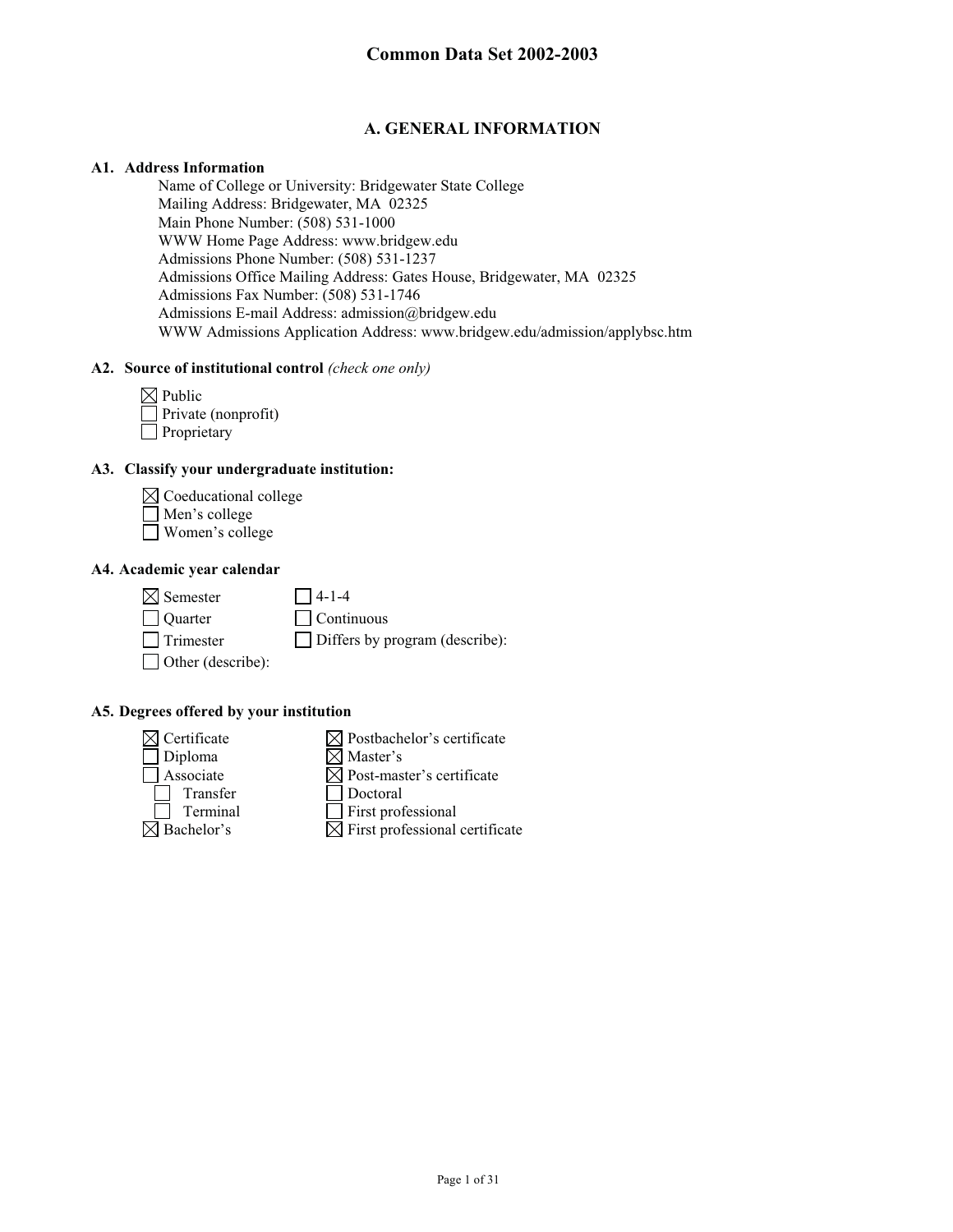# Common Data Set 2002-2003

## A. GENERAL INFORMATION

### A1. Address Information

Name of College or University: Bridgewater State College
Mailing Address: Bridgewater, MA 02325
Main Phone Number: (508) 531-1000
WWW Home Page Address: www.bridgew.edu
Admissions Phone Number: (508) 531-1237
Admissions Office Mailing Address: Gates House, Bridgewater, MA 02325
Admissions Fax Number: (508) 531-1746
Admissions E-mail Address: admission@bridgew.edu
WWW Admissions Application Address: www.bridgew.edu/admission/applybsc.htm

### A2. Source of institutional control *(check one only)*

- ☒ Public
- ☐ Private (nonprofit)
- ☐ Proprietary

### A3. Classify your undergraduate institution:

- ☒ Coeducational college
- ☐ Men's college
- ☐ Women's college

### A4. Academic year calendar

- ☒ Semester
- ☐ Quarter
- ☐ Trimester
- ☐ Other (describe):
- ☐ 4-1-4
- ☐ Continuous
- ☐ Differs by program (describe):

### A5. Degrees offered by your institution

- ☒ Certificate
- ☐ Diploma
- ☐ Associate
  - ☐ Transfer
  - ☐ Terminal
- ☒ Bachelor's
- ☒ Postbachelor's certificate
- ☒ Master's
- ☒ Post-master's certificate
- ☐ Doctoral
- ☐ First professional
- ☒ First professional certificate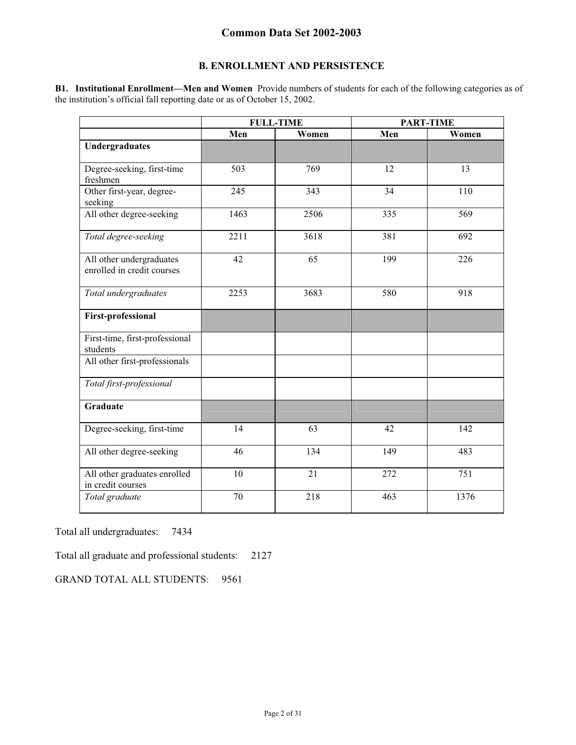## Common Data Set 2002-2003

### B. ENROLLMENT AND PERSISTENCE

**B1. Institutional Enrollment—Men and Women** Provide numbers of students for each of the following categories as of the institution's official fall reporting date or as of October 15, 2002.

| | FULL-TIME | | PART-TIME | |
|---|---|---|---|---|
| | Men | Women | Men | Women |
| **Undergraduates** | | | | |
| Degree-seeking, first-time freshmen | 503 | 769 | 12 | 13 |
| Other first-year, degree-seeking | 245 | 343 | 34 | 110 |
| All other degree-seeking | 1463 | 2506 | 335 | 569 |
| *Total degree-seeking* | 2211 | 3618 | 381 | 692 |
| All other undergraduates enrolled in credit courses | 42 | 65 | 199 | 226 |
| *Total undergraduates* | 2253 | 3683 | 580 | 918 |
| **First-professional** | | | | |
| First-time, first-professional students | | | | |
| All other first-professionals | | | | |
| *Total first-professional* | | | | |
| **Graduate** | | | | |
| Degree-seeking, first-time | 14 | 63 | 42 | 142 |
| All other degree-seeking | 46 | 134 | 149 | 483 |
| All other graduates enrolled in credit courses | 10 | 21 | 272 | 751 |
| *Total graduate* | 70 | 218 | 463 | 1376 |

Total all undergraduates: 7434

Total all graduate and professional students: 2127

GRAND TOTAL ALL STUDENTS: 9561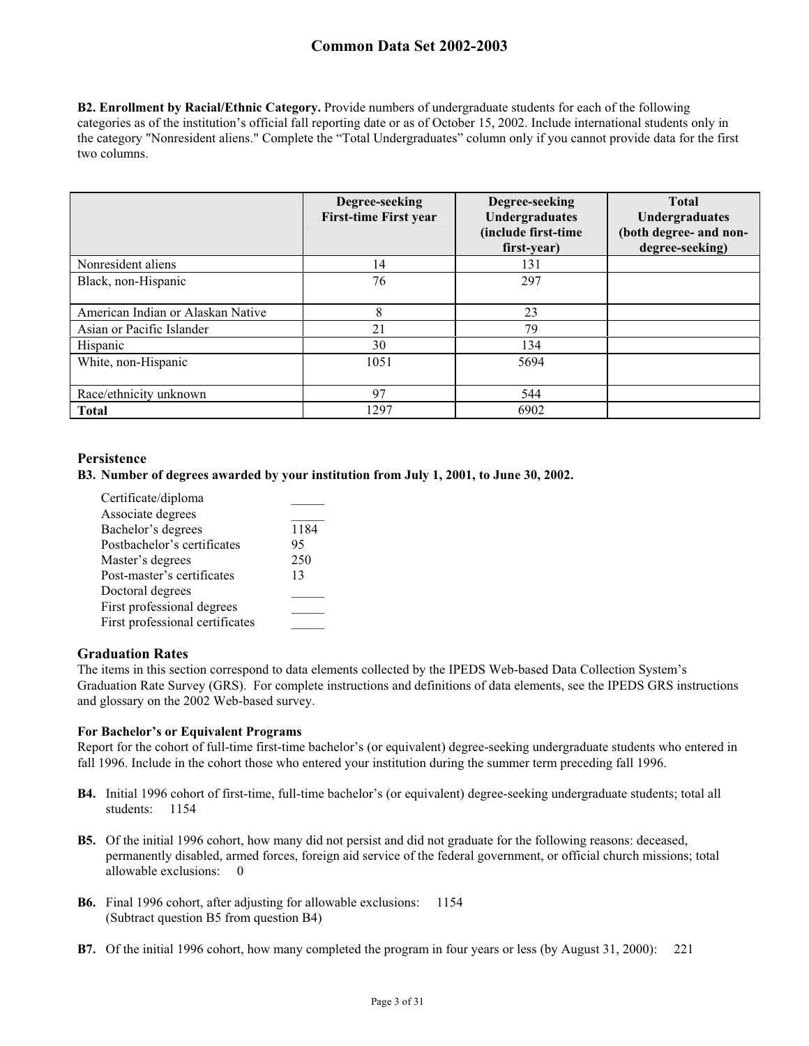**B2. Enrollment by Racial/Ethnic Category.** Provide numbers of undergraduate students for each of the following categories as of the institution's official fall reporting date or as of October 15, 2002. Include international students only in the category "Nonresident aliens." Complete the "Total Undergraduates" column only if you cannot provide data for the first two columns.

| | Degree-seeking First-time First year | Degree-seeking Undergraduates (include first-time first-year) | Total Undergraduates (both degree- and non-degree-seeking) |
|---|---|---|---|
| Nonresident aliens | 14 | 131 | |
| Black, non-Hispanic | 76 | 297 | |
| American Indian or Alaskan Native | 8 | 23 | |
| Asian or Pacific Islander | 21 | 79 | |
| Hispanic | 30 | 134 | |
| White, non-Hispanic | 1051 | 5694 | |
| Race/ethnicity unknown | 97 | 544 | |
| **Total** | 1297 | 6902 | |

## Persistence

**B3. Number of degrees awarded by your institution from July 1, 2001, to June 30, 2002.**

| | |
|---|---|
| Certificate/diploma | _____ |
| Associate degrees | _____ |
| Bachelor's degrees | 1184 |
| Postbachelor's certificates | 95 |
| Master's degrees | 250 |
| Post-master's certificates | 13 |
| Doctoral degrees | _____ |
| First professional degrees | _____ |
| First professional certificates | _____ |

## Graduation Rates

The items in this section correspond to data elements collected by the IPEDS Web-based Data Collection System's Graduation Rate Survey (GRS). For complete instructions and definitions of data elements, see the IPEDS GRS instructions and glossary on the 2002 Web-based survey.

**For Bachelor's or Equivalent Programs**

Report for the cohort of full-time first-time bachelor's (or equivalent) degree-seeking undergraduate students who entered in fall 1996. Include in the cohort those who entered your institution during the summer term preceding fall 1996.

**B4.** Initial 1996 cohort of first-time, full-time bachelor's (or equivalent) degree-seeking undergraduate students; total all students: 1154

**B5.** Of the initial 1996 cohort, how many did not persist and did not graduate for the following reasons: deceased, permanently disabled, armed forces, foreign aid service of the federal government, or official church missions; total allowable exclusions: 0

**B6.** Final 1996 cohort, after adjusting for allowable exclusions: 1154
(Subtract question B5 from question B4)

**B7.** Of the initial 1996 cohort, how many completed the program in four years or less (by August 31, 2000): 221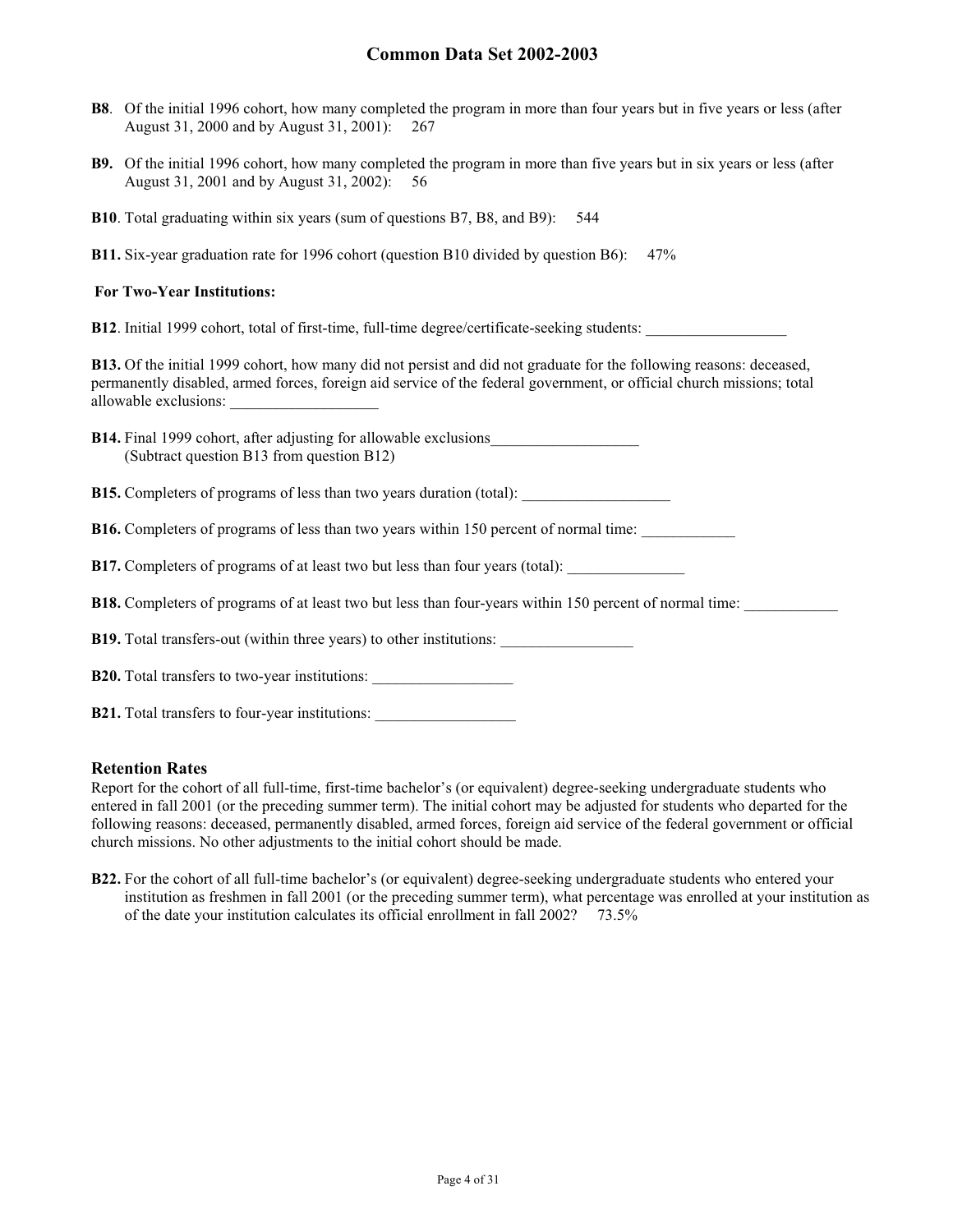**B8**. Of the initial 1996 cohort, how many completed the program in more than four years but in five years or less (after August 31, 2000 and by August 31, 2001): 267

**B9.** Of the initial 1996 cohort, how many completed the program in more than five years but in six years or less (after August 31, 2001 and by August 31, 2002): 56

**B10**. Total graduating within six years (sum of questions B7, B8, and B9): 544

**B11.** Six-year graduation rate for 1996 cohort (question B10 divided by question B6): 47%

**For Two-Year Institutions:**

**B12**. Initial 1999 cohort, total of first-time, full-time degree/certificate-seeking students: __________________

**B13.** Of the initial 1999 cohort, how many did not persist and did not graduate for the following reasons: deceased, permanently disabled, armed forces, foreign aid service of the federal government, or official church missions; total allowable exclusions: ___________________

**B14.** Final 1999 cohort, after adjusting for allowable exclusions___________________
(Subtract question B13 from question B12)

**B15.** Completers of programs of less than two years duration (total): ___________________

**B16.** Completers of programs of less than two years within 150 percent of normal time: ____________

**B17.** Completers of programs of at least two but less than four years (total): _______________

**B18.** Completers of programs of at least two but less than four-years within 150 percent of normal time: ____________

**B19.** Total transfers-out (within three years) to other institutions: _________________

**B20.** Total transfers to two-year institutions: __________________

**B21.** Total transfers to four-year institutions: __________________

## Retention Rates

Report for the cohort of all full-time, first-time bachelor's (or equivalent) degree-seeking undergraduate students who entered in fall 2001 (or the preceding summer term). The initial cohort may be adjusted for students who departed for the following reasons: deceased, permanently disabled, armed forces, foreign aid service of the federal government or official church missions. No other adjustments to the initial cohort should be made.

**B22.** For the cohort of all full-time bachelor's (or equivalent) degree-seeking undergraduate students who entered your institution as freshmen in fall 2001 (or the preceding summer term), what percentage was enrolled at your institution as of the date your institution calculates its official enrollment in fall 2002? 73.5%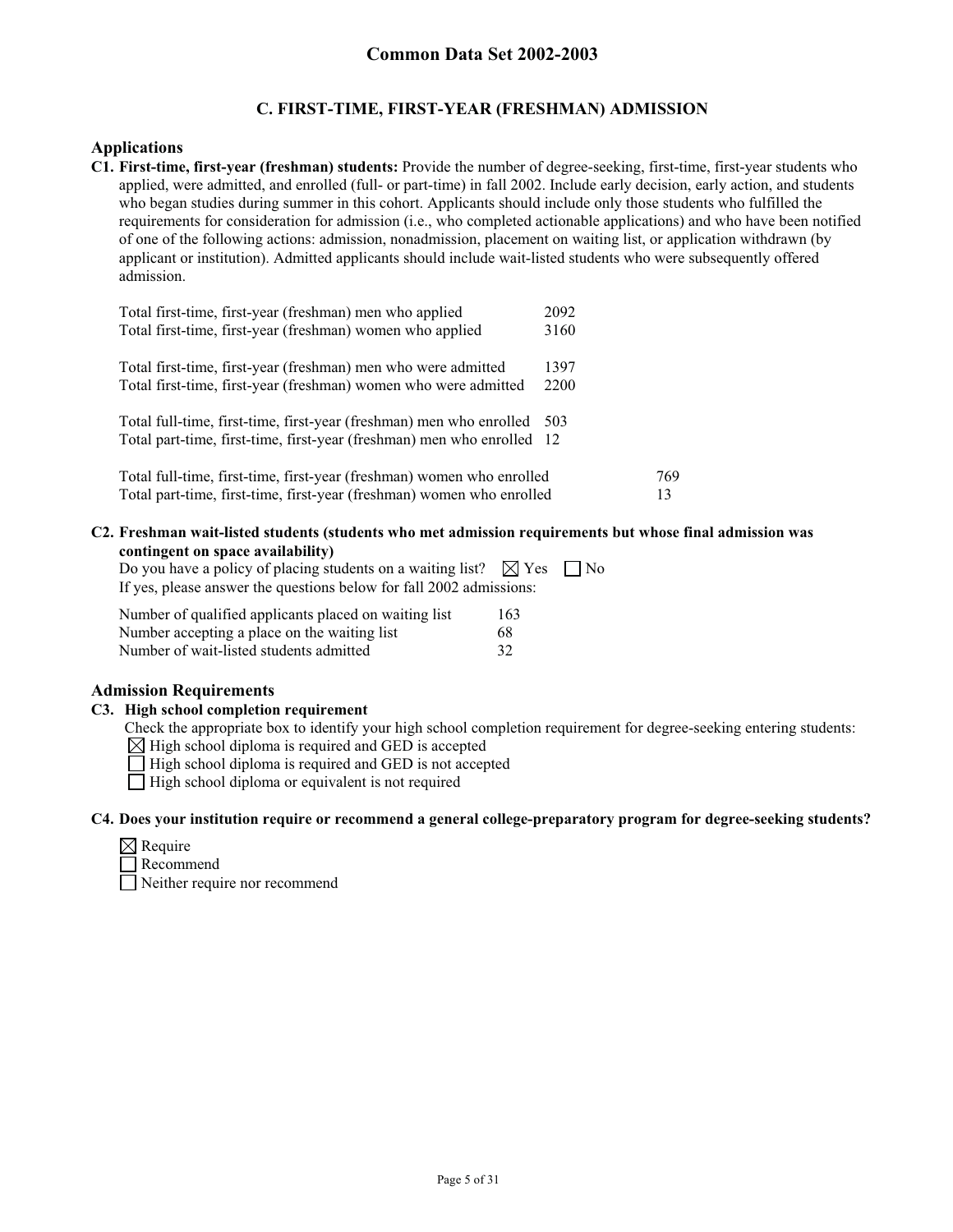## C. FIRST-TIME, FIRST-YEAR (FRESHMAN) ADMISSION

### Applications

**C1. First-time, first-year (freshman) students:** Provide the number of degree-seeking, first-time, first-year students who applied, were admitted, and enrolled (full- or part-time) in fall 2002. Include early decision, early action, and students who began studies during summer in this cohort. Applicants should include only those students who fulfilled the requirements for consideration for admission (i.e., who completed actionable applications) and who have been notified of one of the following actions: admission, nonadmission, placement on waiting list, or application withdrawn (by applicant or institution). Admitted applicants should include wait-listed students who were subsequently offered admission.

| | |
|---|---|
| Total first-time, first-year (freshman) men who applied | 2092 |
| Total first-time, first-year (freshman) women who applied | 3160 |
| Total first-time, first-year (freshman) men who were admitted | 1397 |
| Total first-time, first-year (freshman) women who were admitted | 2200 |
| Total full-time, first-time, first-year (freshman) men who enrolled | 503 |
| Total part-time, first-time, first-year (freshman) men who enrolled | 12 |
| Total full-time, first-time, first-year (freshman) women who enrolled | 769 |
| Total part-time, first-time, first-year (freshman) women who enrolled | 13 |

**C2. Freshman wait-listed students (students who met admission requirements but whose final admission was contingent on space availability)**

Do you have a policy of placing students on a waiting list? ☒ Yes ☐ No

If yes, please answer the questions below for fall 2002 admissions:

| | |
|---|---|
| Number of qualified applicants placed on waiting list | 163 |
| Number accepting a place on the waiting list | 68 |
| Number of wait-listed students admitted | 32 |

### Admission Requirements

**C3. High school completion requirement**

Check the appropriate box to identify your high school completion requirement for degree-seeking entering students:

☒ High school diploma is required and GED is accepted
☐ High school diploma is required and GED is not accepted
☐ High school diploma or equivalent is not required

**C4. Does your institution require or recommend a general college-preparatory program for degree-seeking students?**

☒ Require
☐ Recommend
☐ Neither require nor recommend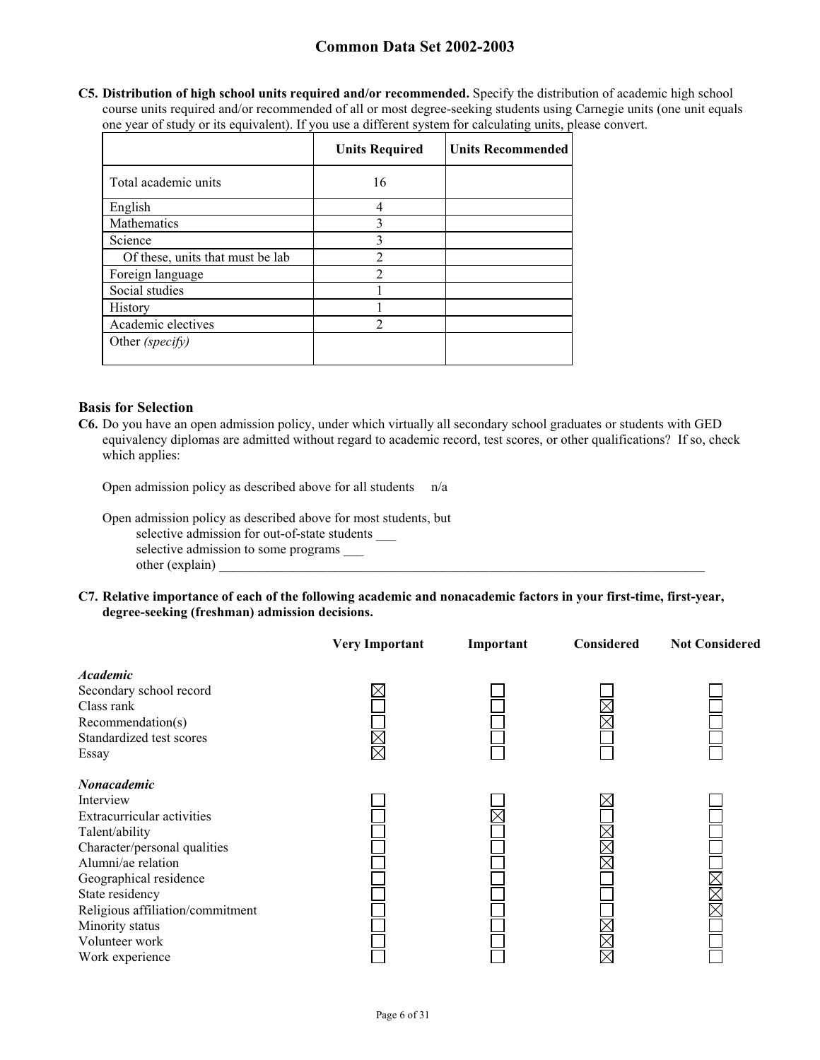**C5. Distribution of high school units required and/or recommended.** Specify the distribution of academic high school course units required and/or recommended of all or most degree-seeking students using Carnegie units (one unit equals one year of study or its equivalent). If you use a different system for calculating units, please convert.

| | Units Required | Units Recommended |
|---|---|---|
| Total academic units | 16 | |
| English | 4 | |
| Mathematics | 3 | |
| Science | 3 | |
| Of these, units that must be lab | 2 | |
| Foreign language | 2 | |
| Social studies | 1 | |
| History | 1 | |
| Academic electives | 2 | |
| Other *(specify)* | | |

### Basis for Selection

**C6.** Do you have an open admission policy, under which virtually all secondary school graduates or students with GED equivalency diplomas are admitted without regard to academic record, test scores, or other qualifications? If so, check which applies:

Open admission policy as described above for all students n/a

Open admission policy as described above for most students, but
selective admission for out-of-state students ___
selective admission to some programs ___
other (explain) ___

**C7. Relative importance of each of the following academic and nonacademic factors in your first-time, first-year, degree-seeking (freshman) admission decisions.**

| | Very Important | Important | Considered | Not Considered |
|---|---|---|---|---|
| ***Academic*** | | | | |
| Secondary school record | X | | | |
| Class rank | | | X | |
| Recommendation(s) | | | X | |
| Standardized test scores | X | | | |
| Essay | X | | | |
| ***Nonacademic*** | | | | |
| Interview | | | X | |
| Extracurricular activities | | X | | |
| Talent/ability | | | X | |
| Character/personal qualities | | | X | |
| Alumni/ae relation | | | X | |
| Geographical residence | | | | X |
| State residency | | | | X |
| Religious affiliation/commitment | | | | X |
| Minority status | | | X | |
| Volunteer work | | | X | |
| Work experience | | | X | |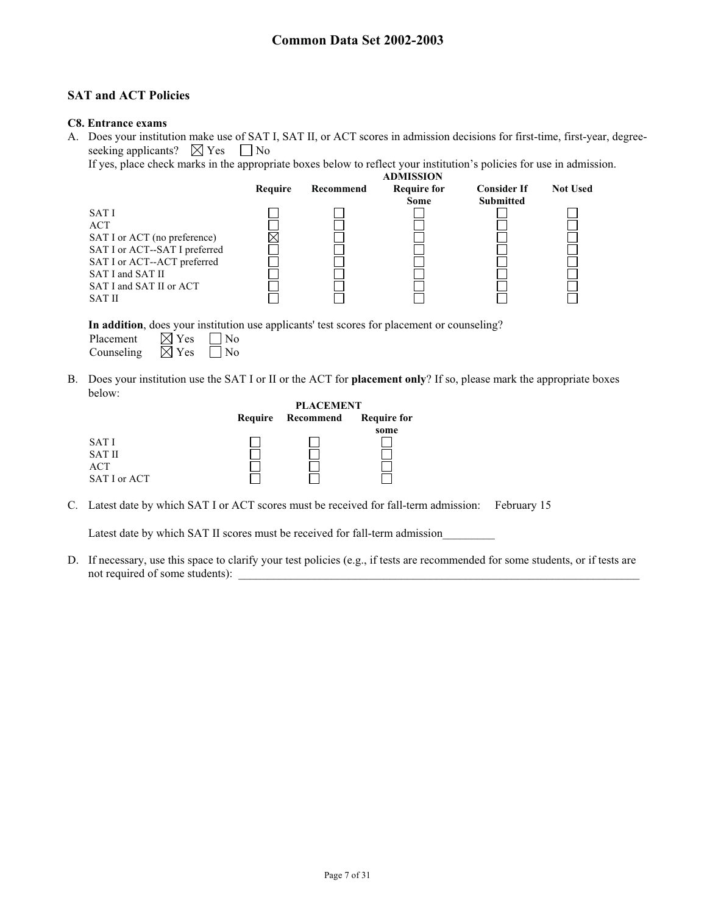## SAT and ACT Policies

### C8. Entrance exams

A. Does your institution make use of SAT I, SAT II, or ACT scores in admission decisions for first-time, first-year, degree-seeking applicants? ☒ Yes ☐ No

If yes, place check marks in the appropriate boxes below to reflect your institution's policies for use in admission.

| | ADMISSION | | | | |
|---|---|---|---|---|---|
| | Require | Recommend | Require for Some | Consider If Submitted | Not Used |
| SAT I | ☐ | ☐ | ☐ | ☐ | ☐ |
| ACT | ☐ | ☐ | ☐ | ☐ | ☐ |
| SAT I or ACT (no preference) | ☒ | ☐ | ☐ | ☐ | ☐ |
| SAT I or ACT--SAT I preferred | ☐ | ☐ | ☐ | ☐ | ☐ |
| SAT I or ACT--ACT preferred | ☐ | ☐ | ☐ | ☐ | ☐ |
| SAT I and SAT II | ☐ | ☐ | ☐ | ☐ | ☐ |
| SAT I and SAT II or ACT | ☐ | ☐ | ☐ | ☐ | ☐ |
| SAT II | ☐ | ☐ | ☐ | ☐ | ☐ |

**In addition**, does your institution use applicants' test scores for placement or counseling?

Placement ☒ Yes ☐ No
Counseling ☒ Yes ☐ No

B. Does your institution use the SAT I or II or the ACT for **placement only**? If so, please mark the appropriate boxes below:

| | PLACEMENT | | |
|---|---|---|---|
| | Require | Recommend | Require for some |
| SAT I | ☐ | ☐ | ☐ |
| SAT II | ☐ | ☐ | ☐ |
| ACT | ☐ | ☐ | ☐ |
| SAT I or ACT | ☐ | ☐ | ☐ |

C. Latest date by which SAT I or ACT scores must be received for fall-term admission: February 15

Latest date by which SAT II scores must be received for fall-term admission_________

D. If necessary, use this space to clarify your test policies (e.g., if tests are recommended for some students, or if tests are not required of some students): ______________________________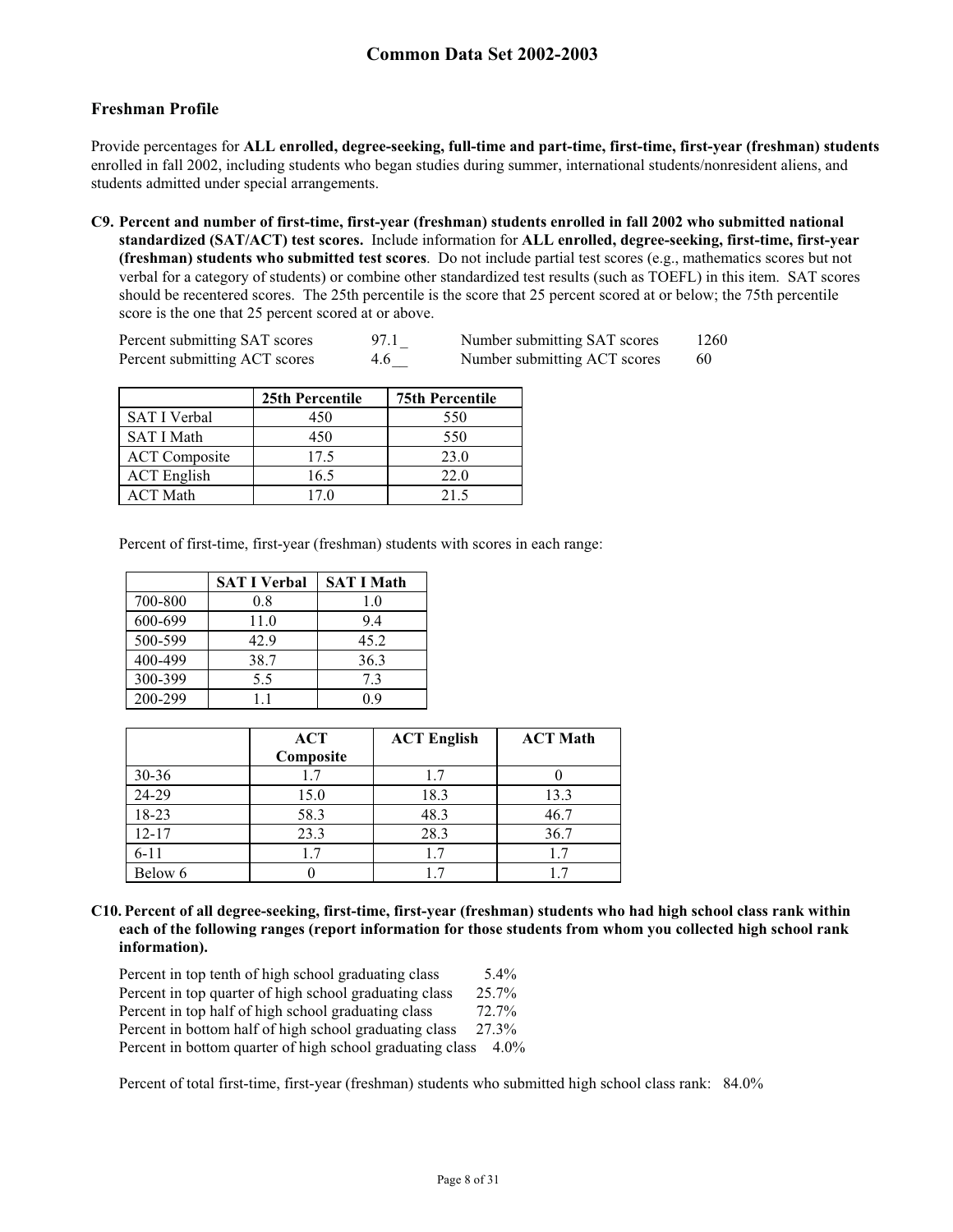## Freshman Profile

Provide percentages for **ALL enrolled, degree-seeking, full-time and part-time, first-time, first-year (freshman) students** enrolled in fall 2002, including students who began studies during summer, international students/nonresident aliens, and students admitted under special arrangements.

**C9. Percent and number of first-time, first-year (freshman) students enrolled in fall 2002 who submitted national standardized (SAT/ACT) test scores.** Include information for **ALL enrolled, degree-seeking, first-time, first-year (freshman) students who submitted test scores**. Do not include partial test scores (e.g., mathematics scores but not verbal for a category of students) or combine other standardized test results (such as TOEFL) in this item. SAT scores should be recentered scores. The 25th percentile is the score that 25 percent scored at or below; the 75th percentile score is the one that 25 percent scored at or above.

| | | | |
|---|---|---|---|
| Percent submitting SAT scores | 97.1_ | Number submitting SAT scores | 1260 |
| Percent submitting ACT scores | 4.6__ | Number submitting ACT scores | 60 |

| | 25th Percentile | 75th Percentile |
|---|---|---|
| SAT I Verbal | 450 | 550 |
| SAT I Math | 450 | 550 |
| ACT Composite | 17.5 | 23.0 |
| ACT English | 16.5 | 22.0 |
| ACT Math | 17.0 | 21.5 |

Percent of first-time, first-year (freshman) students with scores in each range:

| | SAT I Verbal | SAT I Math |
|---|---|---|
| 700-800 | 0.8 | 1.0 |
| 600-699 | 11.0 | 9.4 |
| 500-599 | 42.9 | 45.2 |
| 400-499 | 38.7 | 36.3 |
| 300-399 | 5.5 | 7.3 |
| 200-299 | 1.1 | 0.9 |

| | ACT Composite | ACT English | ACT Math |
|---|---|---|---|
| 30-36 | 1.7 | 1.7 | 0 |
| 24-29 | 15.0 | 18.3 | 13.3 |
| 18-23 | 58.3 | 48.3 | 46.7 |
| 12-17 | 23.3 | 28.3 | 36.7 |
| 6-11 | 1.7 | 1.7 | 1.7 |
| Below 6 | 0 | 1.7 | 1.7 |

**C10. Percent of all degree-seeking, first-time, first-year (freshman) students who had high school class rank within each of the following ranges (report information for those students from whom you collected high school rank information).**

| | |
|---|---|
| Percent in top tenth of high school graduating class | 5.4% |
| Percent in top quarter of high school graduating class | 25.7% |
| Percent in top half of high school graduating class | 72.7% |
| Percent in bottom half of high school graduating class | 27.3% |
| Percent in bottom quarter of high school graduating class | 4.0% |

Percent of total first-time, first-year (freshman) students who submitted high school class rank: 84.0%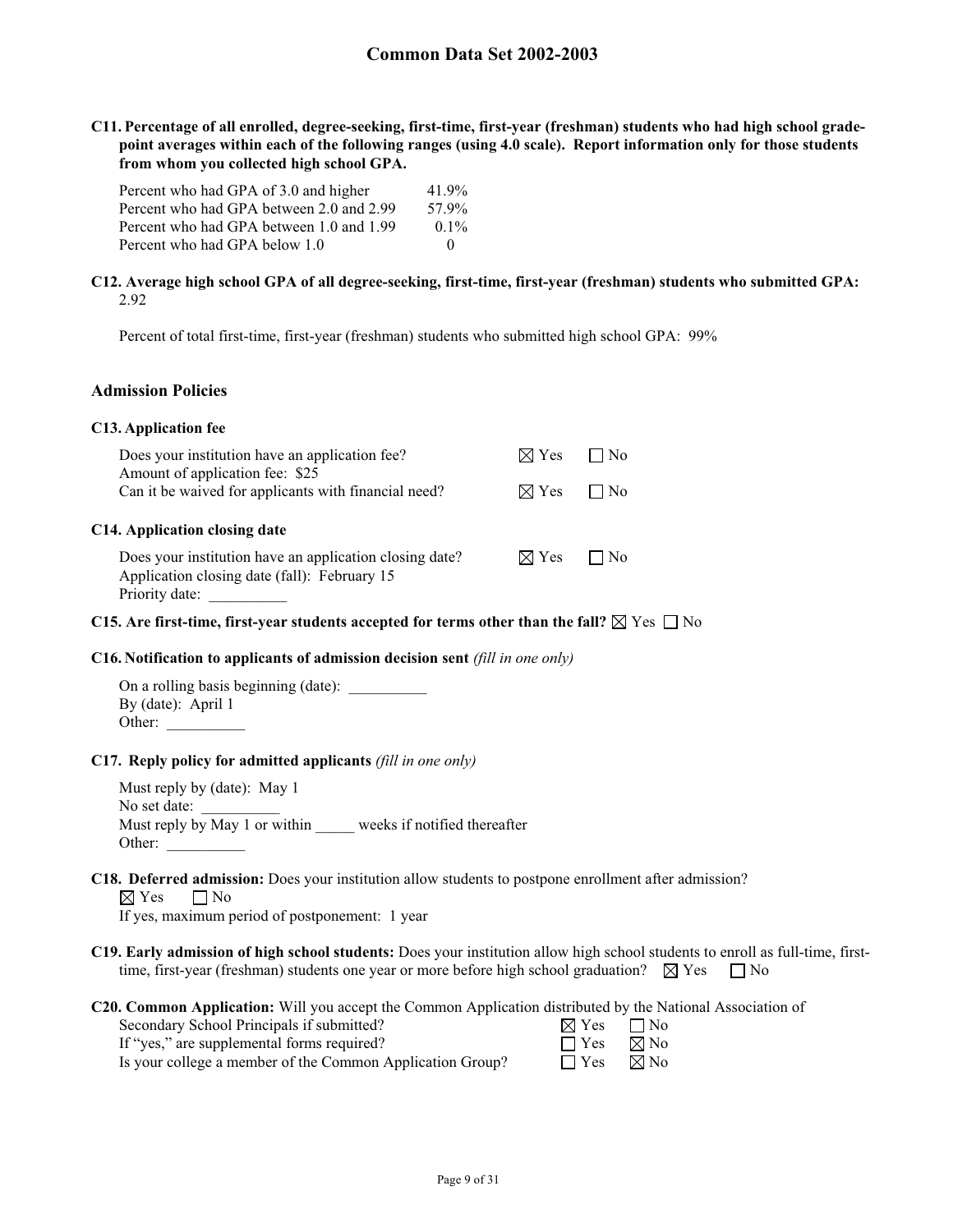**C11. Percentage of all enrolled, degree-seeking, first-time, first-year (freshman) students who had high school grade-point averages within each of the following ranges (using 4.0 scale). Report information only for those students from whom you collected high school GPA.**

| | |
|---|---|
| Percent who had GPA of 3.0 and higher | 41.9% |
| Percent who had GPA between 2.0 and 2.99 | 57.9% |
| Percent who had GPA between 1.0 and 1.99 | 0.1% |
| Percent who had GPA below 1.0 | 0 |

**C12. Average high school GPA of all degree-seeking, first-time, first-year (freshman) students who submitted GPA:** 2.92

Percent of total first-time, first-year (freshman) students who submitted high school GPA: 99%

## Admission Policies

**C13. Application fee**

| | | |
|---|---|---|
| Does your institution have an application fee? | ☒ Yes | ☐ No |
| Amount of application fee: $25 | | |
| Can it be waived for applicants with financial need? | ☒ Yes | ☐ No |

**C14. Application closing date**

| | | |
|---|---|---|
| Does your institution have an application closing date? | ☒ Yes | ☐ No |
| Application closing date (fall): February 15 | | |
| Priority date: __________ | | |

**C15. Are first-time, first-year students accepted for terms other than the fall?** ☒ Yes ☐ No

**C16. Notification to applicants of admission decision sent** *(fill in one only)*

On a rolling basis beginning (date): __________
By (date): April 1
Other: __________

**C17. Reply policy for admitted applicants** *(fill in one only)*

Must reply by (date): May 1
No set date: __________
Must reply by May 1 or within _____ weeks if notified thereafter
Other: __________

**C18. Deferred admission:** Does your institution allow students to postpone enrollment after admission?
☒ Yes ☐ No
If yes, maximum period of postponement: 1 year

**C19. Early admission of high school students:** Does your institution allow high school students to enroll as full-time, first-time, first-year (freshman) students one year or more before high school graduation? ☒ Yes ☐ No

**C20. Common Application:** Will you accept the Common Application distributed by the National Association of

| | | |
|---|---|---|
| Secondary School Principals if submitted? | ☒ Yes | ☐ No |
| If "yes," are supplemental forms required? | ☐ Yes | ☒ No |
| Is your college a member of the Common Application Group? | ☐ Yes | ☒ No |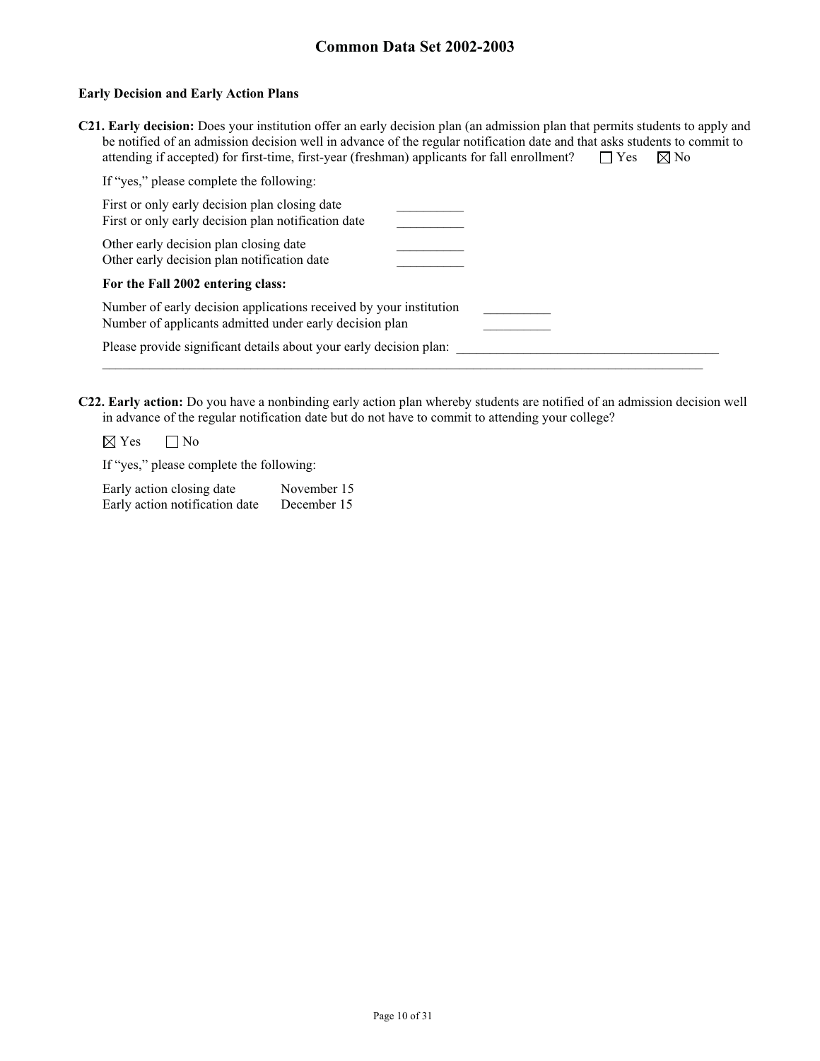**Early Decision and Early Action Plans**

**C21. Early decision:** Does your institution offer an early decision plan (an admission plan that permits students to apply and be notified of an admission decision well in advance of the regular notification date and that asks students to commit to attending if accepted) for first-time, first-year (freshman) applicants for fall enrollment? ☐ Yes ☒ No

If "yes," please complete the following:

First or only early decision plan closing date __________
First or only early decision plan notification date __________

Other early decision plan closing date __________
Other early decision plan notification date __________

**For the Fall 2002 entering class:**

Number of early decision applications received by your institution __________
Number of applicants admitted under early decision plan __________

Please provide significant details about your early decision plan: ________________________________________

**C22. Early action:** Do you have a nonbinding early action plan whereby students are notified of an admission decision well in advance of the regular notification date but do not have to commit to attending your college?

☒ Yes ☐ No

If "yes," please complete the following:

Early action closing date November 15
Early action notification date December 15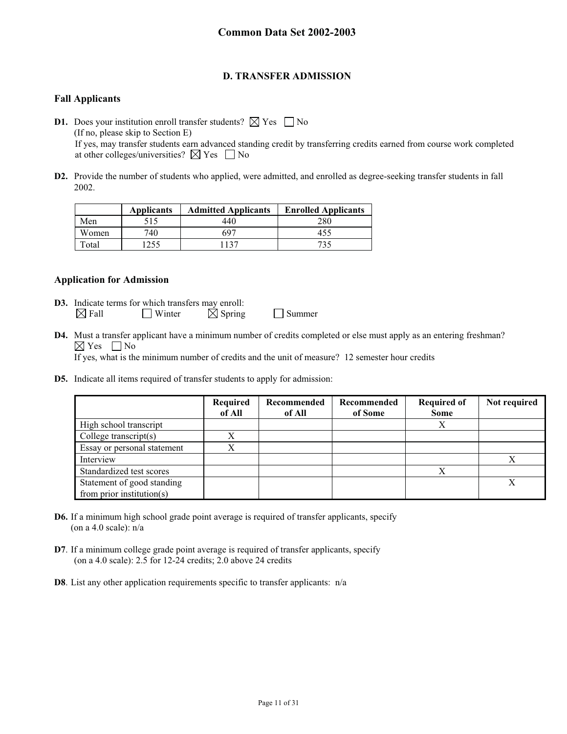## Common Data Set 2002-2003

### D. TRANSFER ADMISSION

### Fall Applicants

**D1.** Does your institution enroll transfer students? ☒ Yes ☐ No
(If no, please skip to Section E)
If yes, may transfer students earn advanced standing credit by transferring credits earned from course work completed at other colleges/universities? ☒ Yes ☐ No

**D2.** Provide the number of students who applied, were admitted, and enrolled as degree-seeking transfer students in fall 2002.

| | Applicants | Admitted Applicants | Enrolled Applicants |
|---|---|---|---|
| Men | 515 | 440 | 280 |
| Women | 740 | 697 | 455 |
| Total | 1255 | 1137 | 735 |

### Application for Admission

**D3.** Indicate terms for which transfers may enroll:
☒ Fall ☐ Winter ☒ Spring ☐ Summer

**D4.** Must a transfer applicant have a minimum number of credits completed or else must apply as an entering freshman?
☒ Yes ☐ No
If yes, what is the minimum number of credits and the unit of measure? 12 semester hour credits

**D5.** Indicate all items required of transfer students to apply for admission:

| | Required of All | Recommended of All | Recommended of Some | Required of Some | Not required |
|---|---|---|---|---|---|
| High school transcript | | | | X | |
| College transcript(s) | X | | | | |
| Essay or personal statement | X | | | | |
| Interview | | | | | X |
| Standardized test scores | | | | X | |
| Statement of good standing from prior institution(s) | | | | | X |

**D6.** If a minimum high school grade point average is required of transfer applicants, specify (on a 4.0 scale): n/a

**D7**. If a minimum college grade point average is required of transfer applicants, specify (on a 4.0 scale): 2.5 for 12-24 credits; 2.0 above 24 credits

**D8**. List any other application requirements specific to transfer applicants: n/a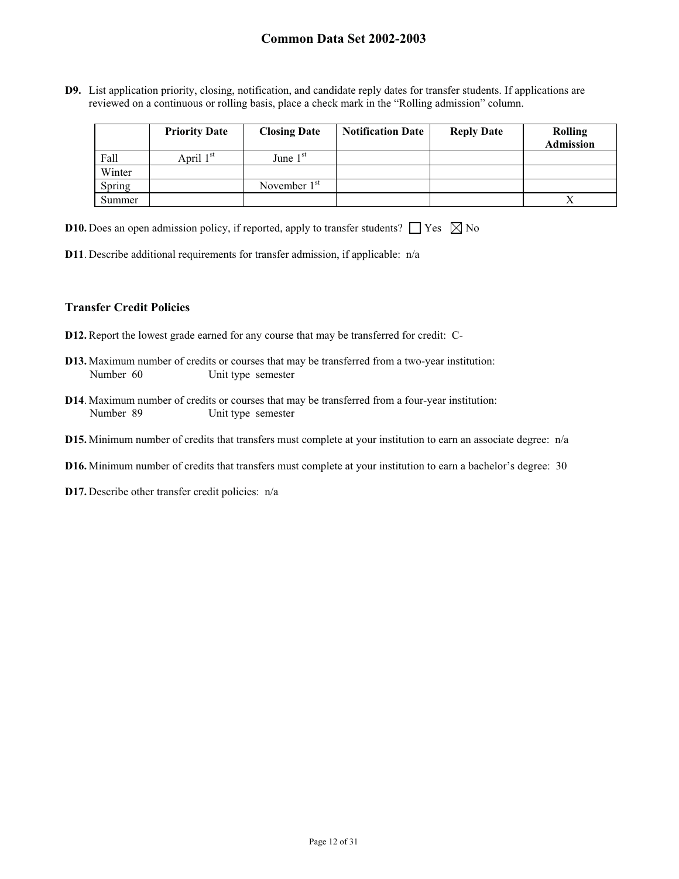**D9.** List application priority, closing, notification, and candidate reply dates for transfer students. If applications are reviewed on a continuous or rolling basis, place a check mark in the "Rolling admission" column.

| | Priority Date | Closing Date | Notification Date | Reply Date | Rolling Admission |
|---|---|---|---|---|---|
| Fall | April 1st | June 1st | | | |
| Winter | | | | | |
| Spring | | November 1st | | | |
| Summer | | | | | X |

**D10.** Does an open admission policy, if reported, apply to transfer students? ☐ Yes ☒ No

**D11**. Describe additional requirements for transfer admission, if applicable: n/a

### Transfer Credit Policies

**D12.** Report the lowest grade earned for any course that may be transferred for credit: C-

**D13.** Maximum number of credits or courses that may be transferred from a two-year institution:
Number 60 Unit type semester

**D14**. Maximum number of credits or courses that may be transferred from a four-year institution:
Number 89 Unit type semester

**D15.** Minimum number of credits that transfers must complete at your institution to earn an associate degree: n/a

**D16.** Minimum number of credits that transfers must complete at your institution to earn a bachelor's degree: 30

**D17.** Describe other transfer credit policies: n/a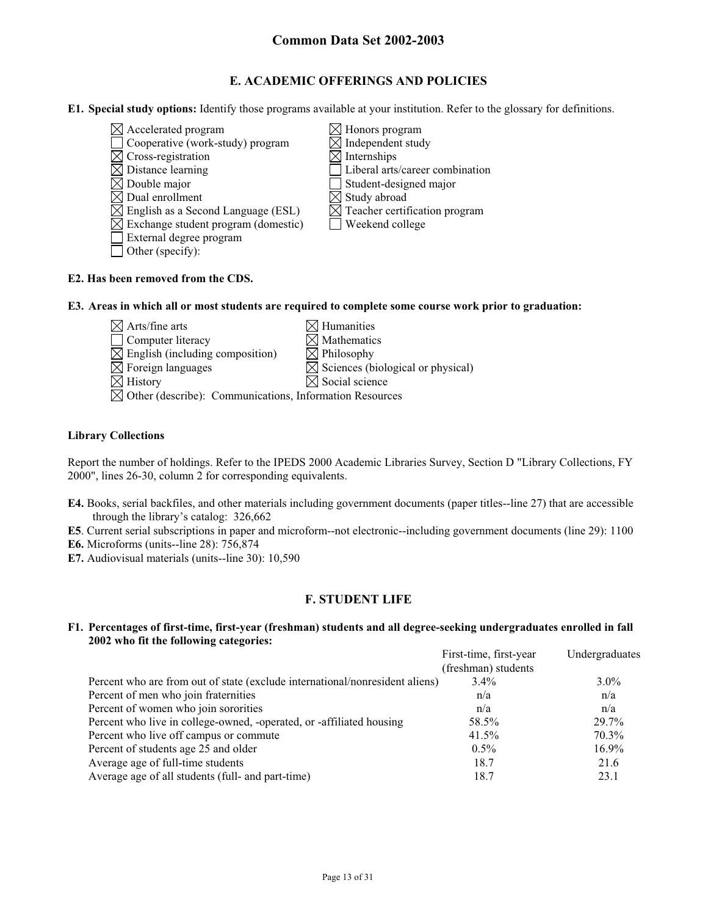## E. ACADEMIC OFFERINGS AND POLICIES

**E1. Special study options:** Identify those programs available at your institution. Refer to the glossary for definitions.

- ☒ Accelerated program
- ☐ Cooperative (work-study) program
- ☒ Cross-registration
- ☒ Distance learning
- ☒ Double major
- ☒ Dual enrollment
- ☒ English as a Second Language (ESL)
- ☒ Exchange student program (domestic)
- ☐ External degree program
- ☐ Other (specify):
- ☒ Honors program
- ☒ Independent study
- ☒ Internships
- ☐ Liberal arts/career combination
- ☐ Student-designed major
- ☒ Study abroad
- ☒ Teacher certification program
- ☐ Weekend college

**E2. Has been removed from the CDS.**

**E3. Areas in which all or most students are required to complete some course work prior to graduation:**

- ☒ Arts/fine arts
- ☐ Computer literacy
- ☒ English (including composition)
- ☒ Foreign languages
- ☒ History
- ☒ Humanities
- ☒ Mathematics
- ☒ Philosophy
- ☒ Sciences (biological or physical)
- ☒ Social science
- ☒ Other (describe): Communications, Information Resources

**Library Collections**

Report the number of holdings. Refer to the IPEDS 2000 Academic Libraries Survey, Section D "Library Collections, FY 2000", lines 26-30, column 2 for corresponding equivalents.

**E4.** Books, serial backfiles, and other materials including government documents (paper titles--line 27) that are accessible through the library's catalog: 326,662

**E5**. Current serial subscriptions in paper and microform--not electronic--including government documents (line 29): 1100

**E6.** Microforms (units--line 28): 756,874

**E7.** Audiovisual materials (units--line 30): 10,590

## F. STUDENT LIFE

**F1. Percentages of first-time, first-year (freshman) students and all degree-seeking undergraduates enrolled in fall 2002 who fit the following categories:**

| | First-time, first-year (freshman) students | Undergraduates |
|---|---|---|
| Percent who are from out of state (exclude international/nonresident aliens) | 3.4% | 3.0% |
| Percent of men who join fraternities | n/a | n/a |
| Percent of women who join sororities | n/a | n/a |
| Percent who live in college-owned, -operated, or -affiliated housing | 58.5% | 29.7% |
| Percent who live off campus or commute | 41.5% | 70.3% |
| Percent of students age 25 and older | 0.5% | 16.9% |
| Average age of full-time students | 18.7 | 21.6 |
| Average age of all students (full- and part-time) | 18.7 | 23.1 |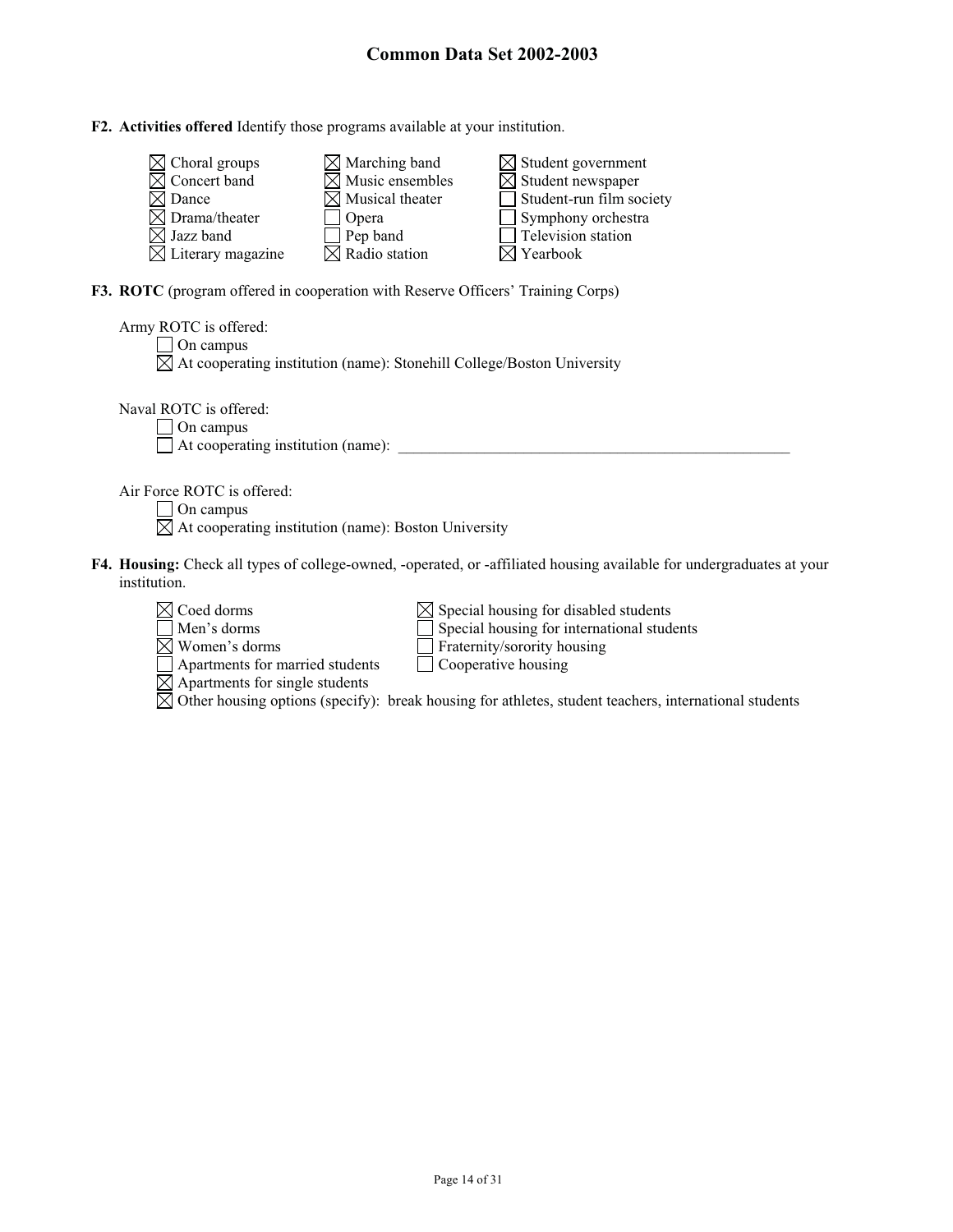**F2. Activities offered** Identify those programs available at your institution.

- [x] Choral groups
- [x] Concert band
- [x] Dance
- [x] Drama/theater
- [x] Jazz band
- [x] Literary magazine
- [x] Marching band
- [x] Music ensembles
- [x] Musical theater
- [ ] Opera
- [ ] Pep band
- [x] Radio station
- [x] Student government
- [x] Student newspaper
- [ ] Student-run film society
- [ ] Symphony orchestra
- [ ] Television station
- [x] Yearbook

**F3. ROTC** (program offered in cooperation with Reserve Officers' Training Corps)

Army ROTC is offered:
- [ ] On campus
- [x] At cooperating institution (name): Stonehill College/Boston University

Naval ROTC is offered:
- [ ] On campus
- [ ] At cooperating institution (name): ______________________

Air Force ROTC is offered:
- [ ] On campus
- [x] At cooperating institution (name): Boston University

**F4. Housing:** Check all types of college-owned, -operated, or -affiliated housing available for undergraduates at your institution.

- [x] Coed dorms
- [ ] Men's dorms
- [x] Women's dorms
- [ ] Apartments for married students
- [x] Apartments for single students
- [x] Special housing for disabled students
- [ ] Special housing for international students
- [ ] Fraternity/sorority housing
- [ ] Cooperative housing
- [x] Other housing options (specify): break housing for athletes, student teachers, international students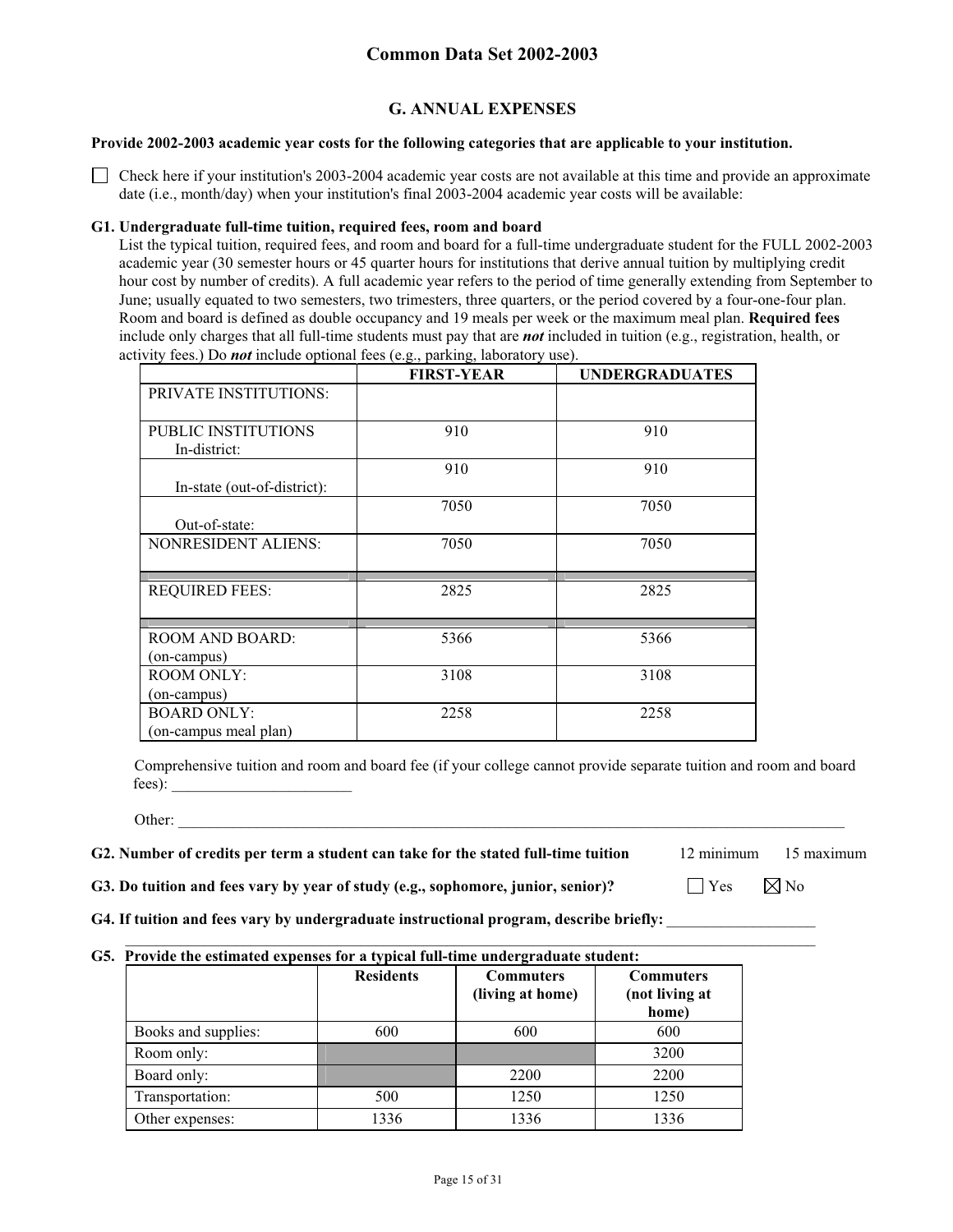# Common Data Set 2002-2003

## G. ANNUAL EXPENSES

**Provide 2002-2003 academic year costs for the following categories that are applicable to your institution.**

☐ Check here if your institution's 2003-2004 academic year costs are not available at this time and provide an approximate date (i.e., month/day) when your institution's final 2003-2004 academic year costs will be available:

**G1. Undergraduate full-time tuition, required fees, room and board**

List the typical tuition, required fees, and room and board for a full-time undergraduate student for the FULL 2002-2003 academic year (30 semester hours or 45 quarter hours for institutions that derive annual tuition by multiplying credit hour cost by number of credits). A full academic year refers to the period of time generally extending from September to June; usually equated to two semesters, two trimesters, three quarters, or the period covered by a four-one-four plan. Room and board is defined as double occupancy and 19 meals per week or the maximum meal plan. **Required fees** include only charges that all full-time students must pay that are ***not*** included in tuition (e.g., registration, health, or activity fees.) Do ***not*** include optional fees (e.g., parking, laboratory use).

| | FIRST-YEAR | UNDERGRADUATES |
|---|---|---|
| PRIVATE INSTITUTIONS: | | |
| PUBLIC INSTITUTIONS In-district: | 910 | 910 |
| In-state (out-of-district): | 910 | 910 |
| Out-of-state: | 7050 | 7050 |
| NONRESIDENT ALIENS: | 7050 | 7050 |
| REQUIRED FEES: | 2825 | 2825 |
| ROOM AND BOARD: (on-campus) | 5366 | 5366 |
| ROOM ONLY: (on-campus) | 3108 | 3108 |
| BOARD ONLY: (on-campus meal plan) | 2258 | 2258 |

Comprehensive tuition and room and board fee (if your college cannot provide separate tuition and room and board fees): _______________________

Other: _______________________

**G2. Number of credits per term a student can take for the stated full-time tuition** 12 minimum 15 maximum

**G3. Do tuition and fees vary by year of study (e.g., sophomore, junior, senior)?** ☐ Yes ☒ No

**G4. If tuition and fees vary by undergraduate instructional program, describe briefly:** _______________________

**G5. Provide the estimated expenses for a typical full-time undergraduate student:**

| | Residents | Commuters (living at home) | Commuters (not living at home) |
|---|---|---|---|
| Books and supplies: | 600 | 600 | 600 |
| Room only: | | | 3200 |
| Board only: | | 2200 | 2200 |
| Transportation: | 500 | 1250 | 1250 |
| Other expenses: | 1336 | 1336 | 1336 |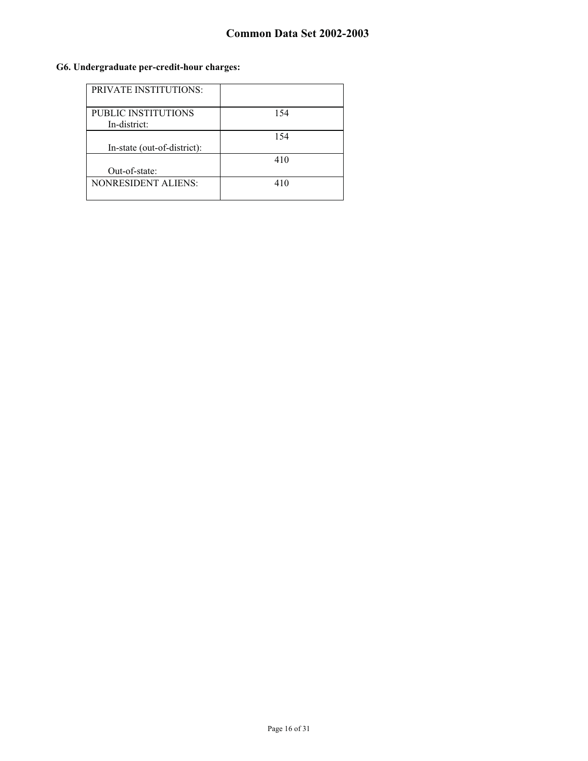**G6. Undergraduate per-credit-hour charges:**

| | |
|---|---|
| PRIVATE INSTITUTIONS: | |
| PUBLIC INSTITUTIONS In-district: | 154 |
| In-state (out-of-district): | 154 |
| Out-of-state: | 410 |
| NONRESIDENT ALIENS: | 410 |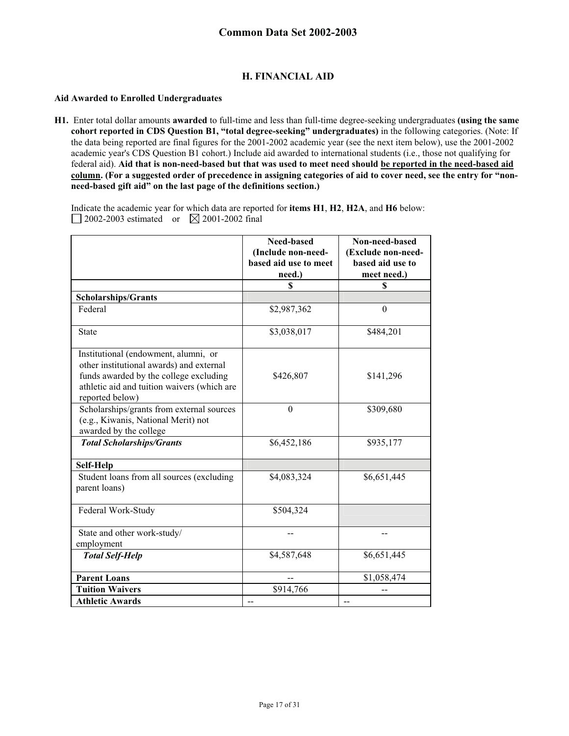## H. FINANCIAL AID

### Aid Awarded to Enrolled Undergraduates

**H1.** Enter total dollar amounts **awarded** to full-time and less than full-time degree-seeking undergraduates **(using the same cohort reported in CDS Question B1, "total degree-seeking" undergraduates)** in the following categories. (Note: If the data being reported are final figures for the 2001-2002 academic year (see the next item below), use the 2001-2002 academic year's CDS Question B1 cohort.) Include aid awarded to international students (i.e., those not qualifying for federal aid). **Aid that is non-need-based but that was used to meet need should be reported in the need-based aid column. (For a suggested order of precedence in assigning categories of aid to cover need, see the entry for "non-need-based gift aid" on the last page of the definitions section.)**

Indicate the academic year for which data are reported for **items H1**, **H2**, **H2A**, and **H6** below:
☐ 2002-2003 estimated or ☒ 2001-2002 final

| | Need-based (Include non-need-based aid use to meet need.) | Non-need-based (Exclude non-need-based aid use to meet need.) |
|---|---|---|
| | $ | $ |
| **Scholarships/Grants** | | |
| Federal | $2,987,362 | 0 |
| State | $3,038,017 | $484,201 |
| Institutional (endowment, alumni, or other institutional awards) and external funds awarded by the college excluding athletic aid and tuition waivers (which are reported below) | $426,807 | $141,296 |
| Scholarships/grants from external sources (e.g., Kiwanis, National Merit) not awarded by the college | 0 | $309,680 |
| ***Total Scholarships/Grants*** | $6,452,186 | $935,177 |
| **Self-Help** | | |
| Student loans from all sources (excluding parent loans) | $4,083,324 | $6,651,445 |
| Federal Work-Study | $504,324 | |
| State and other work-study/ employment | -- | -- |
| ***Total Self-Help*** | $4,587,648 | $6,651,445 |
| **Parent Loans** | -- | $1,058,474 |
| **Tuition Waivers** | $914,766 | -- |
| **Athletic Awards** | -- | -- |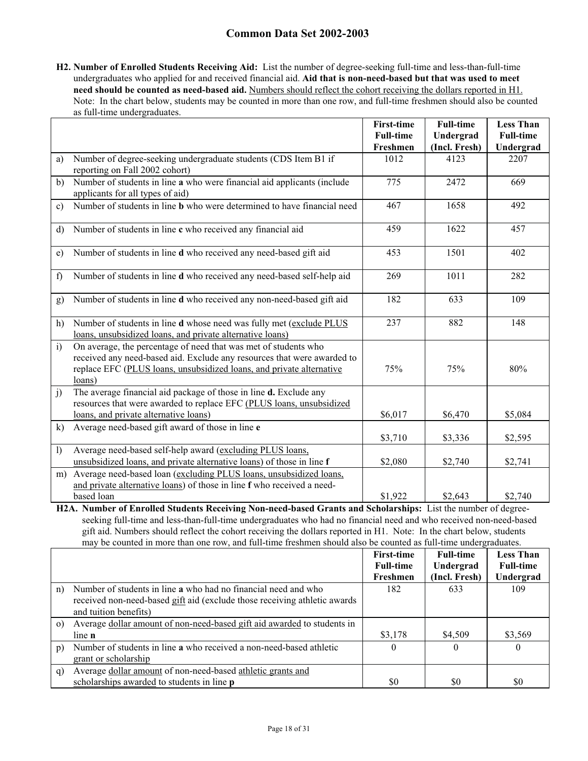**H2. Number of Enrolled Students Receiving Aid:** List the number of degree-seeking full-time and less-than-full-time undergraduates who applied for and received financial aid. **Aid that is non-need-based but that was used to meet need should be counted as need-based aid.** Numbers should reflect the cohort receiving the dollars reported in H1. Note: In the chart below, students may be counted in more than one row, and full-time freshmen should also be counted as full-time undergraduates.

| | First-time Full-time Freshmen | Full-time Undergrad (Incl. Fresh) | Less Than Full-time Undergrad |
|---|---|---|---|
| a) Number of degree-seeking undergraduate students (CDS Item B1 if reporting on Fall 2002 cohort) | 1012 | 4123 | 2207 |
| b) Number of students in line **a** who were financial aid applicants (include applicants for all types of aid) | 775 | 2472 | 669 |
| c) Number of students in line **b** who were determined to have financial need | 467 | 1658 | 492 |
| d) Number of students in line **c** who received any financial aid | 459 | 1622 | 457 |
| e) Number of students in line **d** who received any need-based gift aid | 453 | 1501 | 402 |
| f) Number of students in line **d** who received any need-based self-help aid | 269 | 1011 | 282 |
| g) Number of students in line **d** who received any non-need-based gift aid | 182 | 633 | 109 |
| h) Number of students in line **d** whose need was fully met (exclude PLUS loans, unsubsidized loans, and private alternative loans) | 237 | 882 | 148 |
| i) On average, the percentage of need that was met of students who received any need-based aid. Exclude any resources that were awarded to replace EFC (PLUS loans, unsubsidized loans, and private alternative loans) | 75% | 75% | 80% |
| j) The average financial aid package of those in line **d.** Exclude any resources that were awarded to replace EFC (PLUS loans, unsubsidized loans, and private alternative loans) | $6,017 | $6,470 | $5,084 |
| k) Average need-based gift award of those in line **e** | $3,710 | $3,336 | $2,595 |
| l) Average need-based self-help award (excluding PLUS loans, unsubsidized loans, and private alternative loans) of those in line **f** | $2,080 | $2,740 | $2,741 |
| m) Average need-based loan (excluding PLUS loans, unsubsidized loans, and private alternative loans) of those in line **f** who received a need-based loan | $1,922 | $2,643 | $2,740 |

**H2A. Number of Enrolled Students Receiving Non-need-based Grants and Scholarships:** List the number of degree-seeking full-time and less-than-full-time undergraduates who had no financial need and who received non-need-based gift aid. Numbers should reflect the cohort receiving the dollars reported in H1. Note: In the chart below, students may be counted in more than one row, and full-time freshmen should also be counted as full-time undergraduates.

| | First-time Full-time Freshmen | Full-time Undergrad (Incl. Fresh) | Less Than Full-time Undergrad |
|---|---|---|---|
| n) Number of students in line **a** who had no financial need and who received non-need-based gift aid (exclude those receiving athletic awards and tuition benefits) | 182 | 633 | 109 |
| o) Average dollar amount of non-need-based gift aid awarded to students in line **n** | $3,178 | $4,509 | $3,569 |
| p) Number of students in line **a** who received a non-need-based athletic grant or scholarship | 0 | 0 | 0 |
| q) Average dollar amount of non-need-based athletic grants and scholarships awarded to students in line **p** | $0 | $0 | $0 |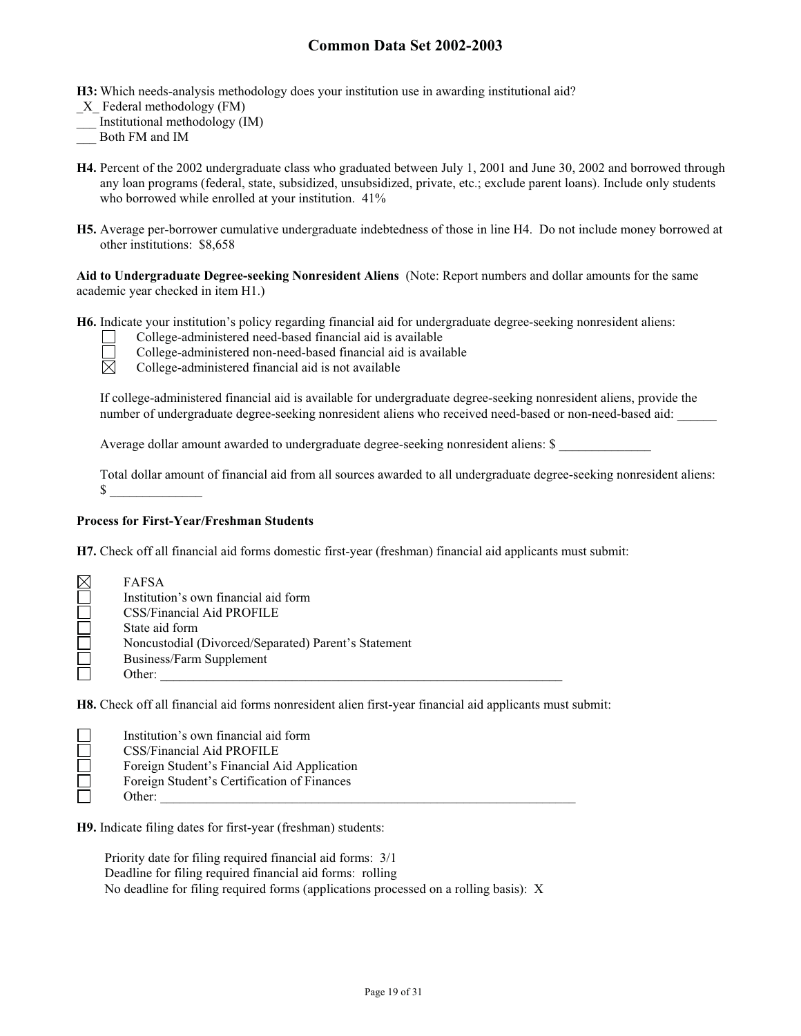**H3:** Which needs-analysis methodology does your institution use in awarding institutional aid?

_X_ Federal methodology (FM)

___ Institutional methodology (IM)

___ Both FM and IM

**H4.** Percent of the 2002 undergraduate class who graduated between July 1, 2001 and June 30, 2002 and borrowed through any loan programs (federal, state, subsidized, unsubsidized, private, etc.; exclude parent loans). Include only students who borrowed while enrolled at your institution. 41%

**H5.** Average per-borrower cumulative undergraduate indebtedness of those in line H4. Do not include money borrowed at other institutions: $8,658

**Aid to Undergraduate Degree-seeking Nonresident Aliens** (Note: Report numbers and dollar amounts for the same academic year checked in item H1.)

**H6.** Indicate your institution's policy regarding financial aid for undergraduate degree-seeking nonresident aliens:

- ☐ College-administered need-based financial aid is available
- ☐ College-administered non-need-based financial aid is available
- ☒ College-administered financial aid is not available

If college-administered financial aid is available for undergraduate degree-seeking nonresident aliens, provide the number of undergraduate degree-seeking nonresident aliens who received need-based or non-need-based aid: ______

Average dollar amount awarded to undergraduate degree-seeking nonresident aliens: $ ______________

Total dollar amount of financial aid from all sources awarded to all undergraduate degree-seeking nonresident aliens: $ ______________

**Process for First-Year/Freshman Students**

**H7.** Check off all financial aid forms domestic first-year (freshman) financial aid applicants must submit:

- ☒ FAFSA
- ☐ Institution's own financial aid form
- ☐ CSS/Financial Aid PROFILE
- ☐ State aid form
- ☐ Noncustodial (Divorced/Separated) Parent's Statement
- ☐ Business/Farm Supplement
- ☐ Other: ______________________________________________________________

**H8.** Check off all financial aid forms nonresident alien first-year financial aid applicants must submit:

- ☐ Institution's own financial aid form
- ☐ CSS/Financial Aid PROFILE
- ☐ Foreign Student's Financial Aid Application
- ☐ Foreign Student's Certification of Finances
- ☐ Other: ________________________________________________________________

**H9.** Indicate filing dates for first-year (freshman) students:

Priority date for filing required financial aid forms: 3/1

Deadline for filing required financial aid forms: rolling

No deadline for filing required forms (applications processed on a rolling basis): X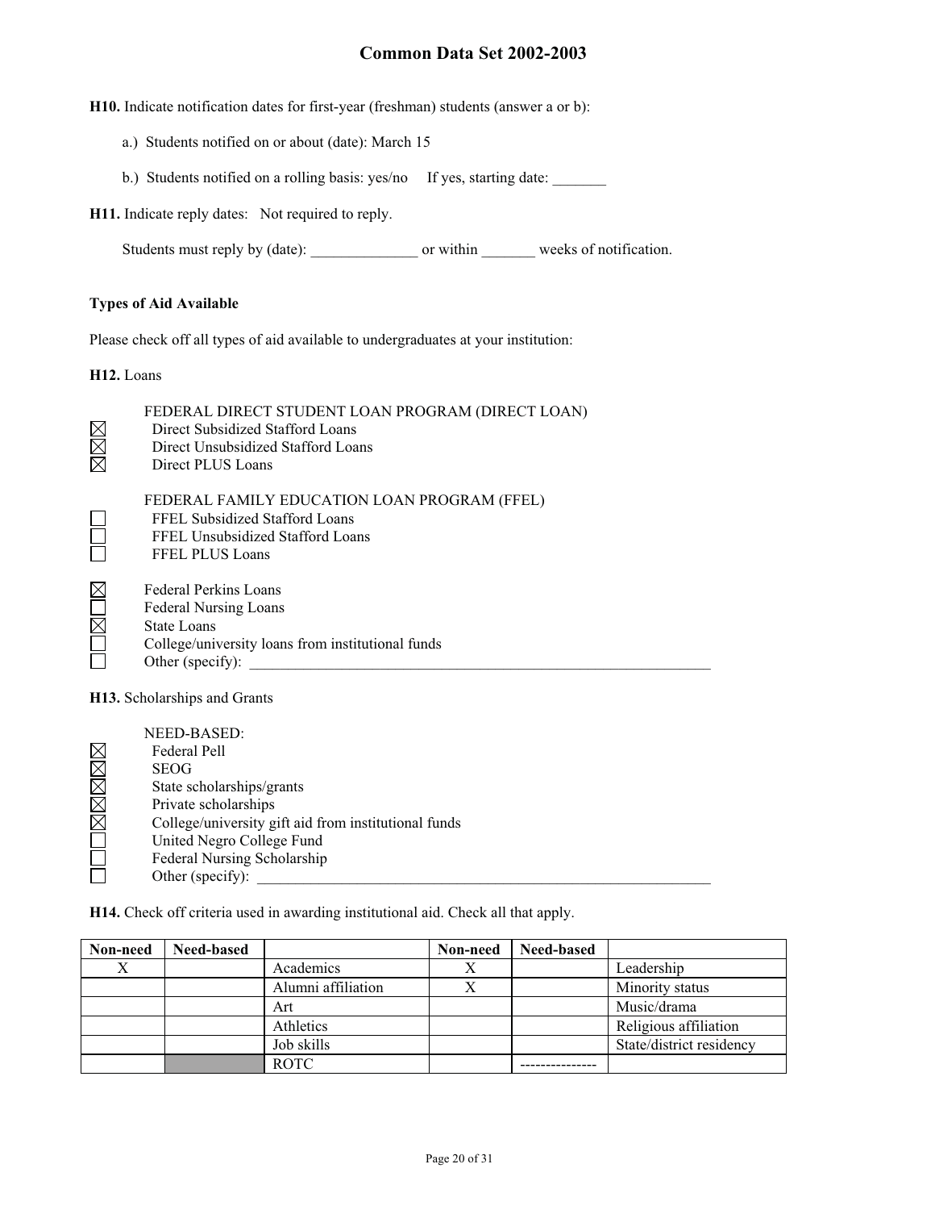**H10.** Indicate notification dates for first-year (freshman) students (answer a or b):

a.) Students notified on or about (date): March 15

b.) Students notified on a rolling basis: yes/no   If yes, starting date: _______

**H11.** Indicate reply dates:   Not required to reply.

Students must reply by (date): ______________ or within _______ weeks of notification.

**Types of Aid Available**

Please check off all types of aid available to undergraduates at your institution:

**H12.** Loans

FEDERAL DIRECT STUDENT LOAN PROGRAM (DIRECT LOAN)

- ☒ Direct Subsidized Stafford Loans
- ☒ Direct Unsubsidized Stafford Loans
- ☒ Direct PLUS Loans

FEDERAL FAMILY EDUCATION LOAN PROGRAM (FFEL)

- ☐ FFEL Subsidized Stafford Loans
- ☐ FFEL Unsubsidized Stafford Loans
- ☐ FFEL PLUS Loans

- ☒ Federal Perkins Loans
- ☐ Federal Nursing Loans
- ☒ State Loans
- ☐ College/university loans from institutional funds
- ☐ Other (specify): _______________________________________________________________

**H13.** Scholarships and Grants

NEED-BASED:

- ☒ Federal Pell
- ☒ SEOG
- ☒ State scholarships/grants
- ☒ Private scholarships
- ☒ College/university gift aid from institutional funds
- ☐ United Negro College Fund
- ☐ Federal Nursing Scholarship
- ☐ Other (specify): _______________________________________________________________

**H14.** Check off criteria used in awarding institutional aid. Check all that apply.

| Non-need | Need-based | | Non-need | Need-based | |
|---|---|---|---|---|---|
| X | | Academics | X | | Leadership |
| | | Alumni affiliation | X | | Minority status |
| | | Art | | | Music/drama |
| | | Athletics | | | Religious affiliation |
| | | Job skills | | | State/district residency |
| | | ROTC | | --------------- | |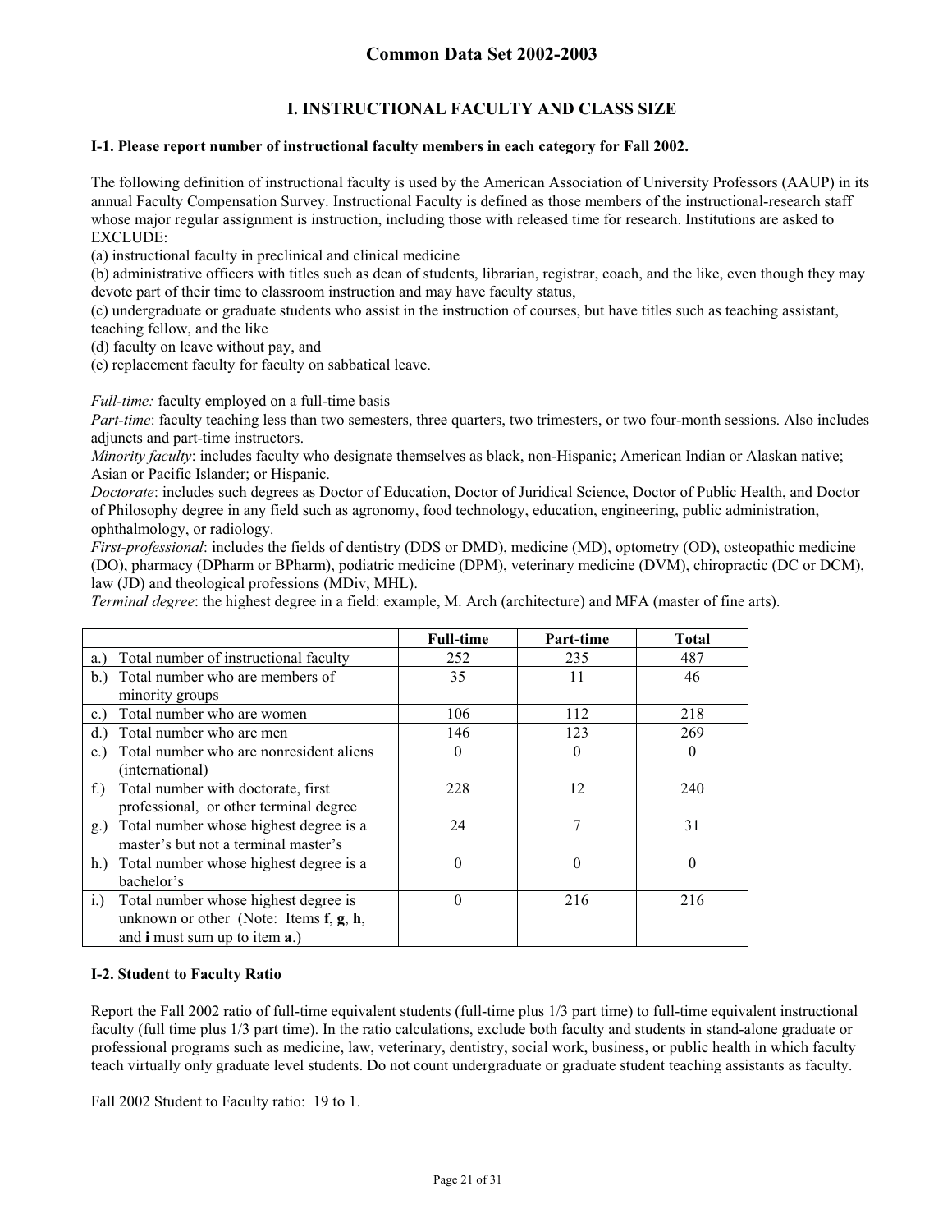# Common Data Set 2002-2003

## I. INSTRUCTIONAL FACULTY AND CLASS SIZE

**I-1. Please report number of instructional faculty members in each category for Fall 2002.**

The following definition of instructional faculty is used by the American Association of University Professors (AAUP) in its annual Faculty Compensation Survey. Instructional Faculty is defined as those members of the instructional-research staff whose major regular assignment is instruction, including those with released time for research. Institutions are asked to EXCLUDE:

(a) instructional faculty in preclinical and clinical medicine
(b) administrative officers with titles such as dean of students, librarian, registrar, coach, and the like, even though they may devote part of their time to classroom instruction and may have faculty status,
(c) undergraduate or graduate students who assist in the instruction of courses, but have titles such as teaching assistant, teaching fellow, and the like
(d) faculty on leave without pay, and
(e) replacement faculty for faculty on sabbatical leave.

*Full-time:* faculty employed on a full-time basis
*Part-time*: faculty teaching less than two semesters, three quarters, two trimesters, or two four-month sessions. Also includes adjuncts and part-time instructors.
*Minority faculty*: includes faculty who designate themselves as black, non-Hispanic; American Indian or Alaskan native; Asian or Pacific Islander; or Hispanic.
*Doctorate*: includes such degrees as Doctor of Education, Doctor of Juridical Science, Doctor of Public Health, and Doctor of Philosophy degree in any field such as agronomy, food technology, education, engineering, public administration, ophthalmology, or radiology.
*First-professional*: includes the fields of dentistry (DDS or DMD), medicine (MD), optometry (OD), osteopathic medicine (DO), pharmacy (DPharm or BPharm), podiatric medicine (DPM), veterinary medicine (DVM), chiropractic (DC or DCM), law (JD) and theological professions (MDiv, MHL).
*Terminal degree*: the highest degree in a field: example, M. Arch (architecture) and MFA (master of fine arts).

| | Full-time | Part-time | Total |
|---|---|---|---|
| a.) Total number of instructional faculty | 252 | 235 | 487 |
| b.) Total number who are members of minority groups | 35 | 11 | 46 |
| c.) Total number who are women | 106 | 112 | 218 |
| d.) Total number who are men | 146 | 123 | 269 |
| e.) Total number who are nonresident aliens (international) | 0 | 0 | 0 |
| f.) Total number with doctorate, first professional, or other terminal degree | 228 | 12 | 240 |
| g.) Total number whose highest degree is a master's but not a terminal master's | 24 | 7 | 31 |
| h.) Total number whose highest degree is a bachelor's | 0 | 0 | 0 |
| i.) Total number whose highest degree is unknown or other (Note: Items **f**, **g**, **h**, and **i** must sum up to item **a**.) | 0 | 216 | 216 |

**I-2. Student to Faculty Ratio**

Report the Fall 2002 ratio of full-time equivalent students (full-time plus 1/3 part time) to full-time equivalent instructional faculty (full time plus 1/3 part time). In the ratio calculations, exclude both faculty and students in stand-alone graduate or professional programs such as medicine, law, veterinary, dentistry, social work, business, or public health in which faculty teach virtually only graduate level students. Do not count undergraduate or graduate student teaching assistants as faculty.

Fall 2002 Student to Faculty ratio: 19 to 1.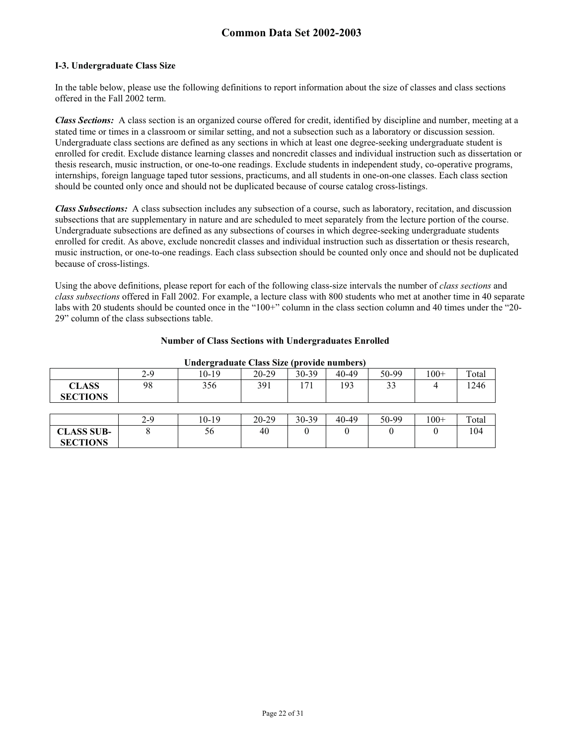### I-3. Undergraduate Class Size

In the table below, please use the following definitions to report information about the size of classes and class sections offered in the Fall 2002 term.

***Class Sections:*** A class section is an organized course offered for credit, identified by discipline and number, meeting at a stated time or times in a classroom or similar setting, and not a subsection such as a laboratory or discussion session. Undergraduate class sections are defined as any sections in which at least one degree-seeking undergraduate student is enrolled for credit. Exclude distance learning classes and noncredit classes and individual instruction such as dissertation or thesis research, music instruction, or one-to-one readings. Exclude students in independent study, co-operative programs, internships, foreign language taped tutor sessions, practicums, and all students in one-on-one classes. Each class section should be counted only once and should not be duplicated because of course catalog cross-listings.

***Class Subsections:*** A class subsection includes any subsection of a course, such as laboratory, recitation, and discussion subsections that are supplementary in nature and are scheduled to meet separately from the lecture portion of the course. Undergraduate subsections are defined as any subsections of courses in which degree-seeking undergraduate students enrolled for credit. As above, exclude noncredit classes and individual instruction such as dissertation or thesis research, music instruction, or one-to-one readings. Each class subsection should be counted only once and should not be duplicated because of cross-listings.

Using the above definitions, please report for each of the following class-size intervals the number of *class sections* and *class subsections* offered in Fall 2002. For example, a lecture class with 800 students who met at another time in 40 separate labs with 20 students should be counted once in the "100+" column in the class section column and 40 times under the "20-29" column of the class subsections table.

**Number of Class Sections with Undergraduates Enrolled**

**Undergraduate Class Size (provide numbers)**

| | 2-9 | 10-19 | 20-29 | 30-39 | 40-49 | 50-99 | 100+ | Total |
|---|---|---|---|---|---|---|---|---|
| **CLASS SECTIONS** | 98 | 356 | 391 | 171 | 193 | 33 | 4 | 1246 |

| | 2-9 | 10-19 | 20-29 | 30-39 | 40-49 | 50-99 | 100+ | Total |
|---|---|---|---|---|---|---|---|---|
| **CLASS SUB-SECTIONS** | 8 | 56 | 40 | 0 | 0 | 0 | 0 | 104 |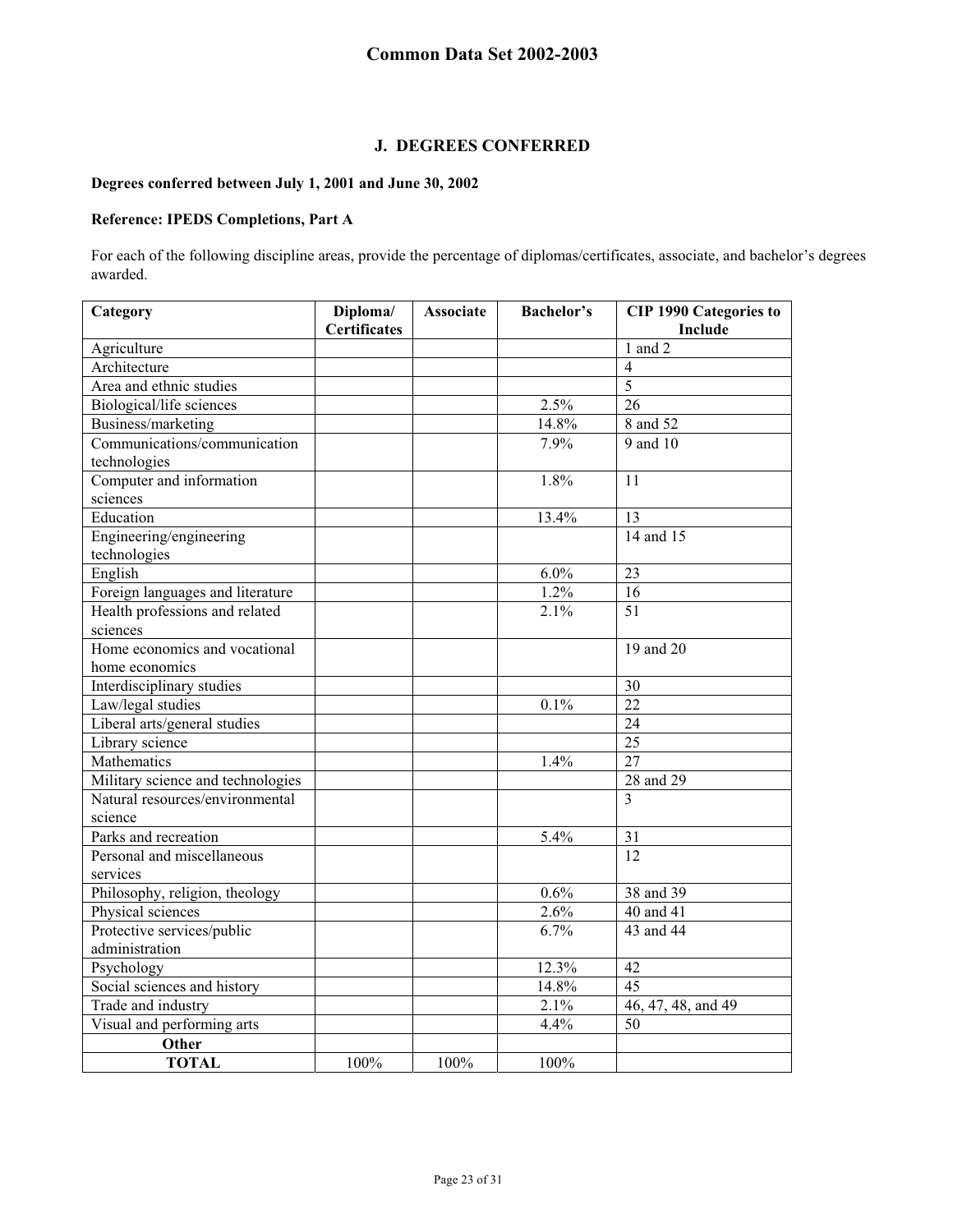## J. DEGREES CONFERRED

**Degrees conferred between July 1, 2001 and June 30, 2002**

**Reference: IPEDS Completions, Part A**

For each of the following discipline areas, provide the percentage of diplomas/certificates, associate, and bachelor's degrees awarded.

| Category | Diploma/ Certificates | Associate | Bachelor's | CIP 1990 Categories to Include |
|---|---|---|---|---|
| Agriculture | | | | 1 and 2 |
| Architecture | | | | 4 |
| Area and ethnic studies | | | | 5 |
| Biological/life sciences | | | 2.5% | 26 |
| Business/marketing | | | 14.8% | 8 and 52 |
| Communications/communication technologies | | | 7.9% | 9 and 10 |
| Computer and information sciences | | | 1.8% | 11 |
| Education | | | 13.4% | 13 |
| Engineering/engineering technologies | | | | 14 and 15 |
| English | | | 6.0% | 23 |
| Foreign languages and literature | | | 1.2% | 16 |
| Health professions and related sciences | | | 2.1% | 51 |
| Home economics and vocational home economics | | | | 19 and 20 |
| Interdisciplinary studies | | | | 30 |
| Law/legal studies | | | 0.1% | 22 |
| Liberal arts/general studies | | | | 24 |
| Library science | | | | 25 |
| Mathematics | | | 1.4% | 27 |
| Military science and technologies | | | | 28 and 29 |
| Natural resources/environmental science | | | | 3 |
| Parks and recreation | | | 5.4% | 31 |
| Personal and miscellaneous services | | | | 12 |
| Philosophy, religion, theology | | | 0.6% | 38 and 39 |
| Physical sciences | | | 2.6% | 40 and 41 |
| Protective services/public administration | | | 6.7% | 43 and 44 |
| Psychology | | | 12.3% | 42 |
| Social sciences and history | | | 14.8% | 45 |
| Trade and industry | | | 2.1% | 46, 47, 48, and 49 |
| Visual and performing arts | | | 4.4% | 50 |
| **Other** | | | | |
| **TOTAL** | 100% | 100% | 100% | |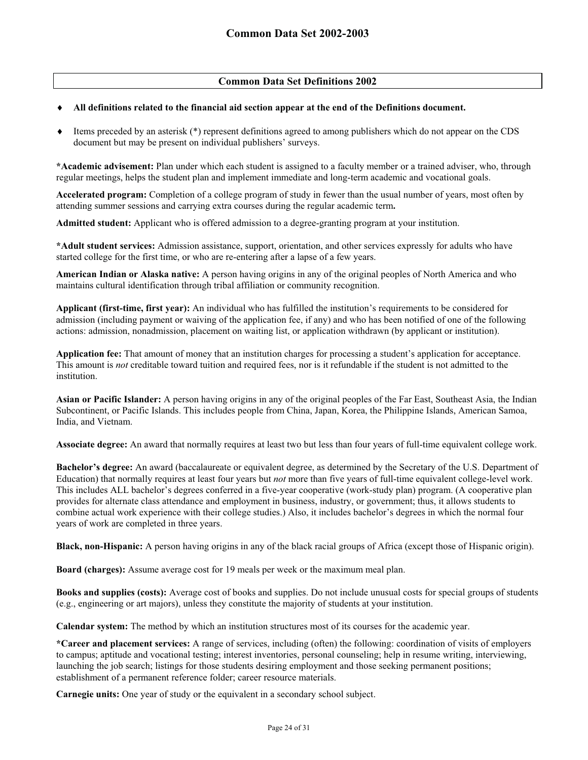## Common Data Set Definitions 2002

- **All definitions related to the financial aid section appear at the end of the Definitions document.**
- Items preceded by an asterisk (*) represent definitions agreed to among publishers which do not appear on the CDS document but may be present on individual publishers' surveys.

**\*Academic advisement:** Plan under which each student is assigned to a faculty member or a trained adviser, who, through regular meetings, helps the student plan and implement immediate and long-term academic and vocational goals.

**Accelerated program:** Completion of a college program of study in fewer than the usual number of years, most often by attending summer sessions and carrying extra courses during the regular academic term**.**

**Admitted student:** Applicant who is offered admission to a degree-granting program at your institution.

**\*Adult student services:** Admission assistance, support, orientation, and other services expressly for adults who have started college for the first time, or who are re-entering after a lapse of a few years.

**American Indian or Alaska native:** A person having origins in any of the original peoples of North America and who maintains cultural identification through tribal affiliation or community recognition.

**Applicant (first-time, first year):** An individual who has fulfilled the institution's requirements to be considered for admission (including payment or waiving of the application fee, if any) and who has been notified of one of the following actions: admission, nonadmission, placement on waiting list, or application withdrawn (by applicant or institution).

**Application fee:** That amount of money that an institution charges for processing a student's application for acceptance. This amount is *not* creditable toward tuition and required fees, nor is it refundable if the student is not admitted to the institution.

**Asian or Pacific Islander:** A person having origins in any of the original peoples of the Far East, Southeast Asia, the Indian Subcontinent, or Pacific Islands. This includes people from China, Japan, Korea, the Philippine Islands, American Samoa, India, and Vietnam.

**Associate degree:** An award that normally requires at least two but less than four years of full-time equivalent college work.

**Bachelor's degree:** An award (baccalaureate or equivalent degree, as determined by the Secretary of the U.S. Department of Education) that normally requires at least four years but *not* more than five years of full-time equivalent college-level work. This includes ALL bachelor's degrees conferred in a five-year cooperative (work-study plan) program. (A cooperative plan provides for alternate class attendance and employment in business, industry, or government; thus, it allows students to combine actual work experience with their college studies.) Also, it includes bachelor's degrees in which the normal four years of work are completed in three years.

**Black, non-Hispanic:** A person having origins in any of the black racial groups of Africa (except those of Hispanic origin).

**Board (charges):** Assume average cost for 19 meals per week or the maximum meal plan.

**Books and supplies (costs):** Average cost of books and supplies. Do not include unusual costs for special groups of students (e.g., engineering or art majors), unless they constitute the majority of students at your institution.

**Calendar system:** The method by which an institution structures most of its courses for the academic year.

**\*Career and placement services:** A range of services, including (often) the following: coordination of visits of employers to campus; aptitude and vocational testing; interest inventories, personal counseling; help in resume writing, interviewing, launching the job search; listings for those students desiring employment and those seeking permanent positions; establishment of a permanent reference folder; career resource materials.

**Carnegie units:** One year of study or the equivalent in a secondary school subject.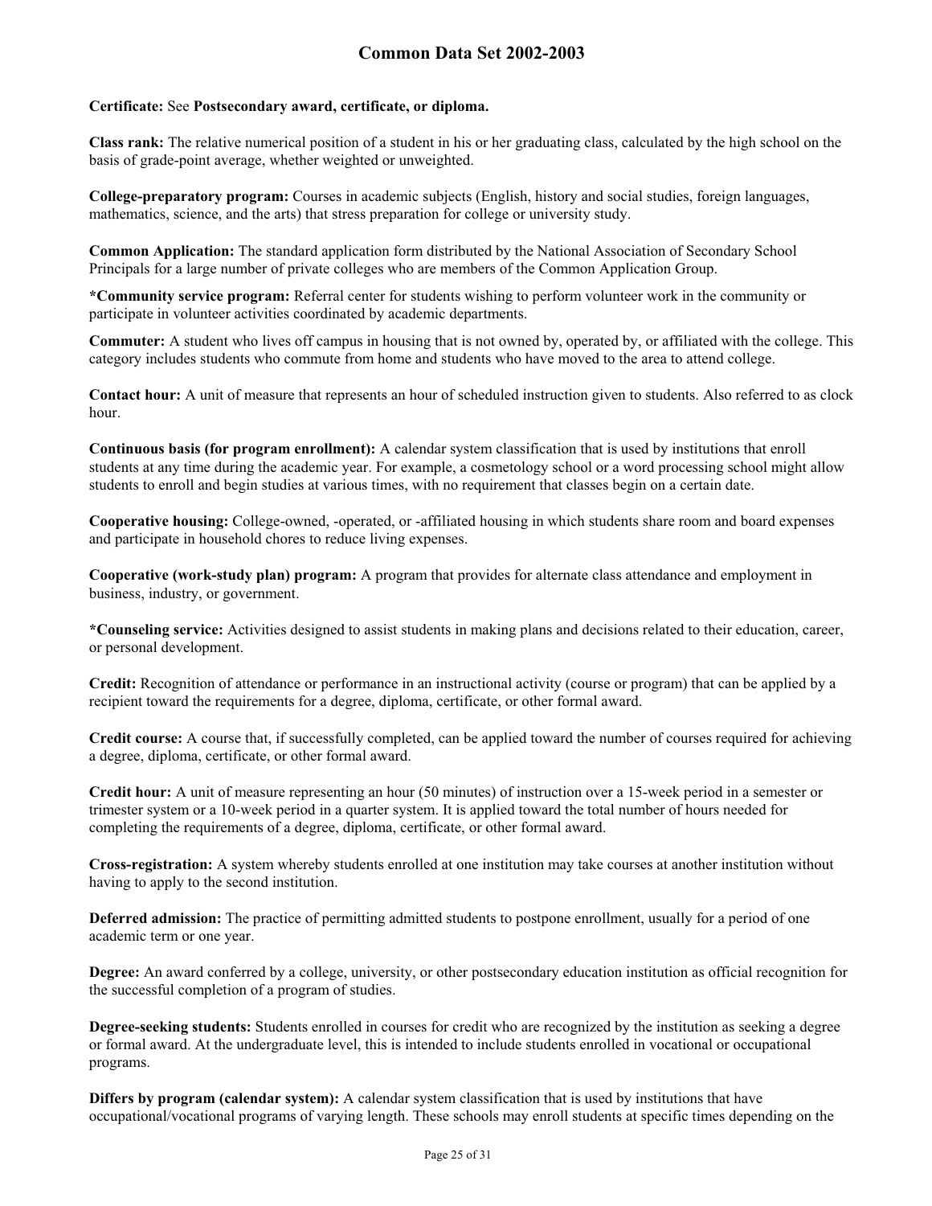**Certificate:** See **Postsecondary award, certificate, or diploma.**

**Class rank:** The relative numerical position of a student in his or her graduating class, calculated by the high school on the basis of grade-point average, whether weighted or unweighted.

**College-preparatory program:** Courses in academic subjects (English, history and social studies, foreign languages, mathematics, science, and the arts) that stress preparation for college or university study.

**Common Application:** The standard application form distributed by the National Association of Secondary School Principals for a large number of private colleges who are members of the Common Application Group.

**\*Community service program:** Referral center for students wishing to perform volunteer work in the community or participate in volunteer activities coordinated by academic departments.

**Commuter:** A student who lives off campus in housing that is not owned by, operated by, or affiliated with the college. This category includes students who commute from home and students who have moved to the area to attend college.

**Contact hour:** A unit of measure that represents an hour of scheduled instruction given to students. Also referred to as clock hour.

**Continuous basis (for program enrollment):** A calendar system classification that is used by institutions that enroll students at any time during the academic year. For example, a cosmetology school or a word processing school might allow students to enroll and begin studies at various times, with no requirement that classes begin on a certain date.

**Cooperative housing:** College-owned, -operated, or -affiliated housing in which students share room and board expenses and participate in household chores to reduce living expenses.

**Cooperative (work-study plan) program:** A program that provides for alternate class attendance and employment in business, industry, or government.

**\*Counseling service:** Activities designed to assist students in making plans and decisions related to their education, career, or personal development.

**Credit:** Recognition of attendance or performance in an instructional activity (course or program) that can be applied by a recipient toward the requirements for a degree, diploma, certificate, or other formal award.

**Credit course:** A course that, if successfully completed, can be applied toward the number of courses required for achieving a degree, diploma, certificate, or other formal award.

**Credit hour:** A unit of measure representing an hour (50 minutes) of instruction over a 15-week period in a semester or trimester system or a 10-week period in a quarter system. It is applied toward the total number of hours needed for completing the requirements of a degree, diploma, certificate, or other formal award.

**Cross-registration:** A system whereby students enrolled at one institution may take courses at another institution without having to apply to the second institution.

**Deferred admission:** The practice of permitting admitted students to postpone enrollment, usually for a period of one academic term or one year.

**Degree:** An award conferred by a college, university, or other postsecondary education institution as official recognition for the successful completion of a program of studies.

**Degree-seeking students:** Students enrolled in courses for credit who are recognized by the institution as seeking a degree or formal award. At the undergraduate level, this is intended to include students enrolled in vocational or occupational programs.

**Differs by program (calendar system):** A calendar system classification that is used by institutions that have occupational/vocational programs of varying length. These schools may enroll students at specific times depending on the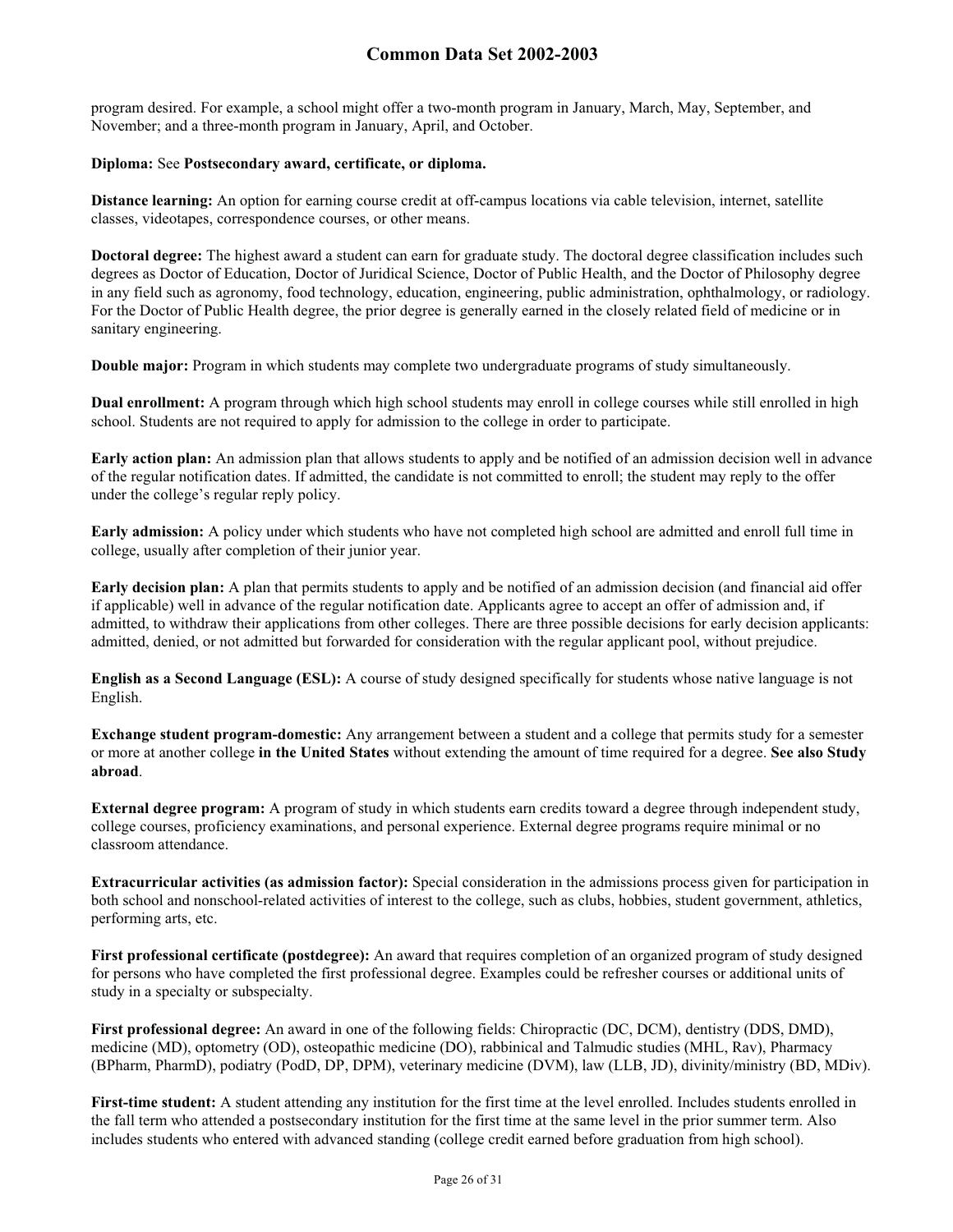program desired. For example, a school might offer a two-month program in January, March, May, September, and November; and a three-month program in January, April, and October.

**Diploma:** See **Postsecondary award, certificate, or diploma.**

**Distance learning:** An option for earning course credit at off-campus locations via cable television, internet, satellite classes, videotapes, correspondence courses, or other means.

**Doctoral degree:** The highest award a student can earn for graduate study. The doctoral degree classification includes such degrees as Doctor of Education, Doctor of Juridical Science, Doctor of Public Health, and the Doctor of Philosophy degree in any field such as agronomy, food technology, education, engineering, public administration, ophthalmology, or radiology. For the Doctor of Public Health degree, the prior degree is generally earned in the closely related field of medicine or in sanitary engineering.

**Double major:** Program in which students may complete two undergraduate programs of study simultaneously.

**Dual enrollment:** A program through which high school students may enroll in college courses while still enrolled in high school. Students are not required to apply for admission to the college in order to participate.

**Early action plan:** An admission plan that allows students to apply and be notified of an admission decision well in advance of the regular notification dates. If admitted, the candidate is not committed to enroll; the student may reply to the offer under the college's regular reply policy.

**Early admission:** A policy under which students who have not completed high school are admitted and enroll full time in college, usually after completion of their junior year.

**Early decision plan:** A plan that permits students to apply and be notified of an admission decision (and financial aid offer if applicable) well in advance of the regular notification date. Applicants agree to accept an offer of admission and, if admitted, to withdraw their applications from other colleges. There are three possible decisions for early decision applicants: admitted, denied, or not admitted but forwarded for consideration with the regular applicant pool, without prejudice.

**English as a Second Language (ESL):** A course of study designed specifically for students whose native language is not English.

**Exchange student program-domestic:** Any arrangement between a student and a college that permits study for a semester or more at another college **in the United States** without extending the amount of time required for a degree. **See also Study abroad**.

**External degree program:** A program of study in which students earn credits toward a degree through independent study, college courses, proficiency examinations, and personal experience. External degree programs require minimal or no classroom attendance.

**Extracurricular activities (as admission factor):** Special consideration in the admissions process given for participation in both school and nonschool-related activities of interest to the college, such as clubs, hobbies, student government, athletics, performing arts, etc.

**First professional certificate (postdegree):** An award that requires completion of an organized program of study designed for persons who have completed the first professional degree. Examples could be refresher courses or additional units of study in a specialty or subspecialty.

**First professional degree:** An award in one of the following fields: Chiropractic (DC, DCM), dentistry (DDS, DMD), medicine (MD), optometry (OD), osteopathic medicine (DO), rabbinical and Talmudic studies (MHL, Rav), Pharmacy (BPharm, PharmD), podiatry (PodD, DP, DPM), veterinary medicine (DVM), law (LLB, JD), divinity/ministry (BD, MDiv).

**First-time student:** A student attending any institution for the first time at the level enrolled. Includes students enrolled in the fall term who attended a postsecondary institution for the first time at the same level in the prior summer term. Also includes students who entered with advanced standing (college credit earned before graduation from high school).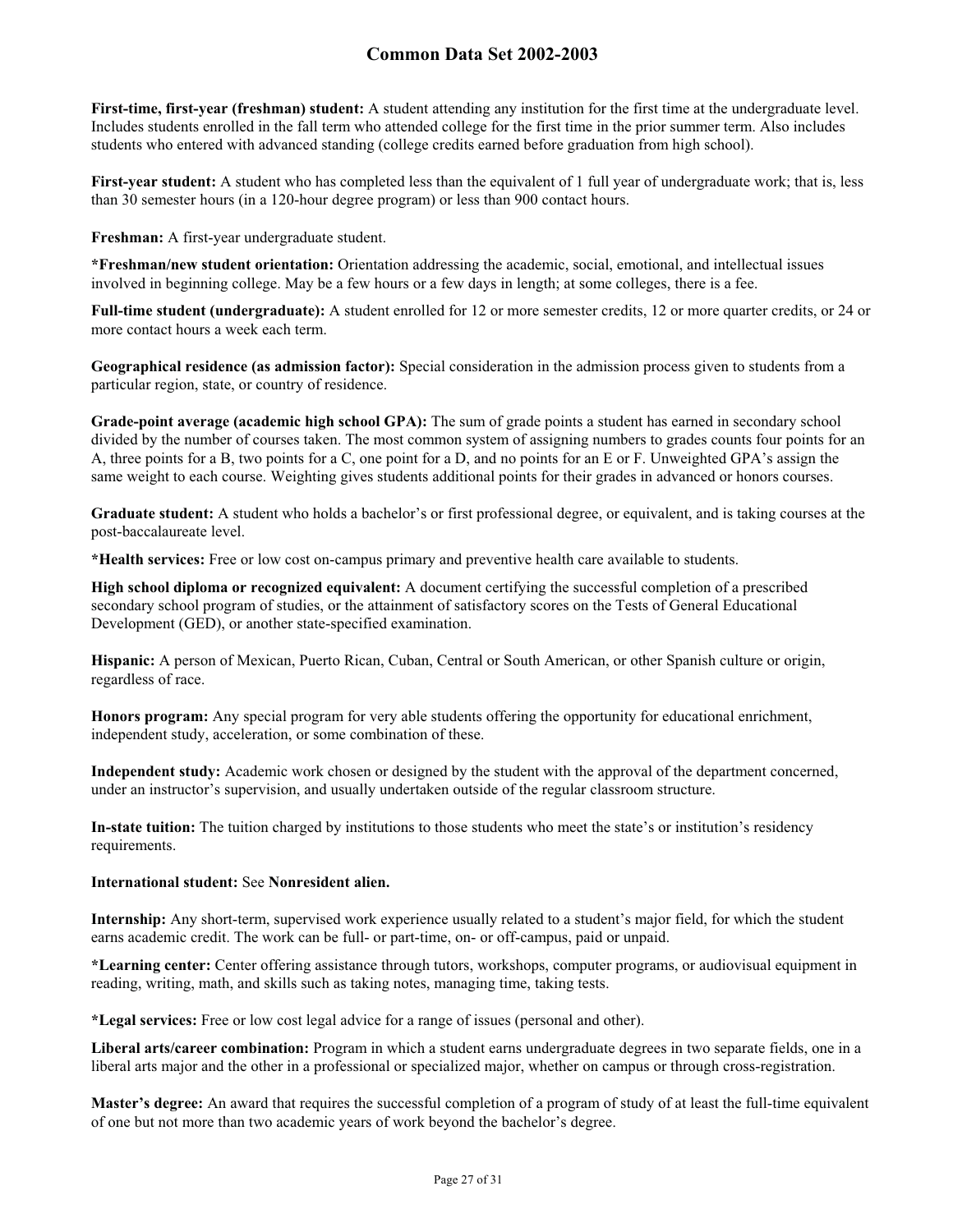**First-time, first-year (freshman) student:** A student attending any institution for the first time at the undergraduate level. Includes students enrolled in the fall term who attended college for the first time in the prior summer term. Also includes students who entered with advanced standing (college credits earned before graduation from high school).

**First-year student:** A student who has completed less than the equivalent of 1 full year of undergraduate work; that is, less than 30 semester hours (in a 120-hour degree program) or less than 900 contact hours.

**Freshman:** A first-year undergraduate student.

***Freshman/new student orientation:** Orientation addressing the academic, social, emotional, and intellectual issues involved in beginning college. May be a few hours or a few days in length; at some colleges, there is a fee.

**Full-time student (undergraduate):** A student enrolled for 12 or more semester credits, 12 or more quarter credits, or 24 or more contact hours a week each term.

**Geographical residence (as admission factor):** Special consideration in the admission process given to students from a particular region, state, or country of residence.

**Grade-point average (academic high school GPA):** The sum of grade points a student has earned in secondary school divided by the number of courses taken. The most common system of assigning numbers to grades counts four points for an A, three points for a B, two points for a C, one point for a D, and no points for an E or F. Unweighted GPA's assign the same weight to each course. Weighting gives students additional points for their grades in advanced or honors courses.

**Graduate student:** A student who holds a bachelor's or first professional degree, or equivalent, and is taking courses at the post-baccalaureate level.

***Health services:** Free or low cost on-campus primary and preventive health care available to students.

**High school diploma or recognized equivalent:** A document certifying the successful completion of a prescribed secondary school program of studies, or the attainment of satisfactory scores on the Tests of General Educational Development (GED), or another state-specified examination.

**Hispanic:** A person of Mexican, Puerto Rican, Cuban, Central or South American, or other Spanish culture or origin, regardless of race.

**Honors program:** Any special program for very able students offering the opportunity for educational enrichment, independent study, acceleration, or some combination of these.

**Independent study:** Academic work chosen or designed by the student with the approval of the department concerned, under an instructor's supervision, and usually undertaken outside of the regular classroom structure.

**In-state tuition:** The tuition charged by institutions to those students who meet the state's or institution's residency requirements.

**International student:** See **Nonresident alien.**

**Internship:** Any short-term, supervised work experience usually related to a student's major field, for which the student earns academic credit. The work can be full- or part-time, on- or off-campus, paid or unpaid.

***Learning center:** Center offering assistance through tutors, workshops, computer programs, or audiovisual equipment in reading, writing, math, and skills such as taking notes, managing time, taking tests.

***Legal services:** Free or low cost legal advice for a range of issues (personal and other).

**Liberal arts/career combination:** Program in which a student earns undergraduate degrees in two separate fields, one in a liberal arts major and the other in a professional or specialized major, whether on campus or through cross-registration.

**Master's degree:** An award that requires the successful completion of a program of study of at least the full-time equivalent of one but not more than two academic years of work beyond the bachelor's degree.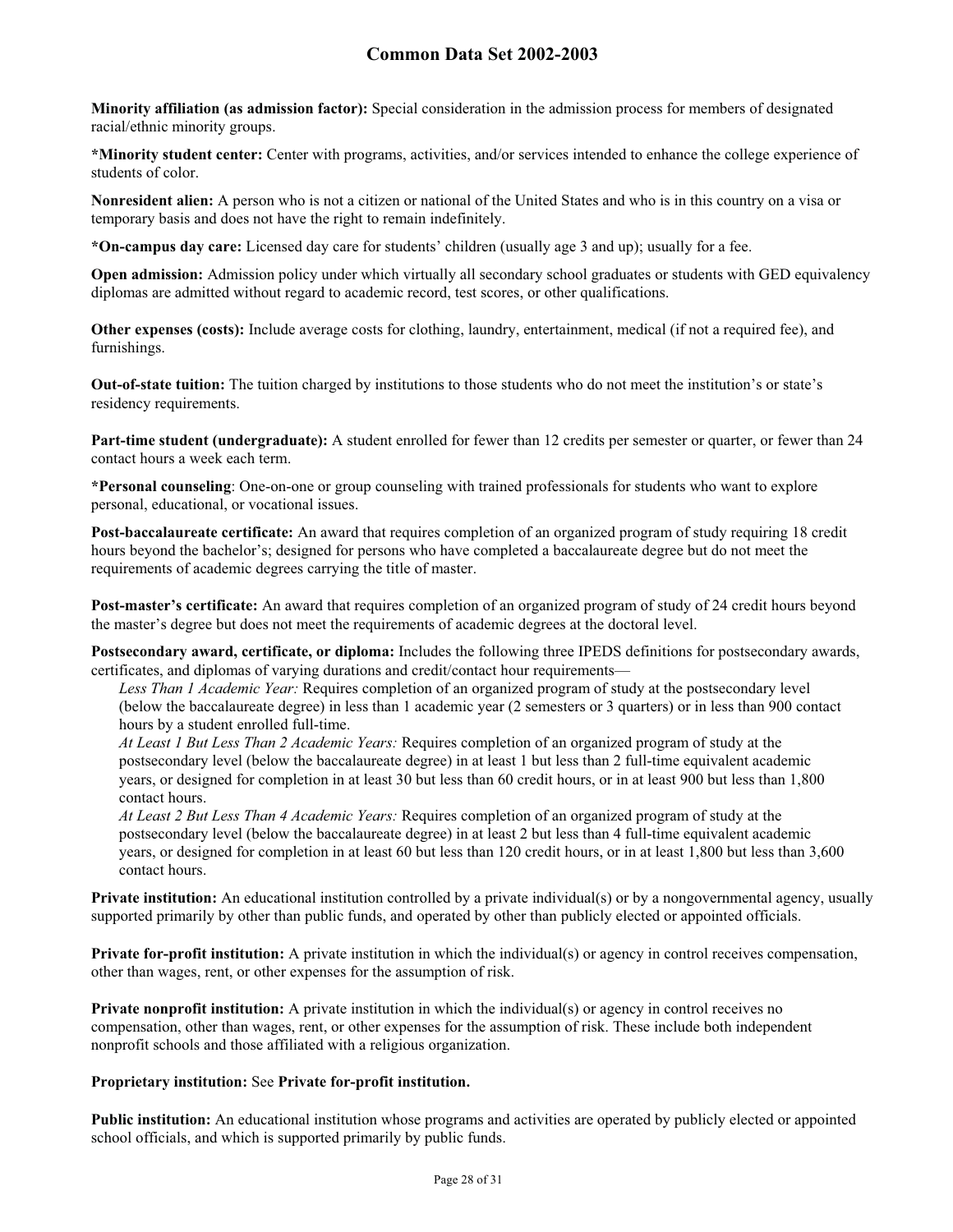**Minority affiliation (as admission factor):** Special consideration in the admission process for members of designated racial/ethnic minority groups.

***Minority student center:** Center with programs, activities, and/or services intended to enhance the college experience of students of color.

**Nonresident alien:** A person who is not a citizen or national of the United States and who is in this country on a visa or temporary basis and does not have the right to remain indefinitely.

***On-campus day care:** Licensed day care for students' children (usually age 3 and up); usually for a fee.

**Open admission:** Admission policy under which virtually all secondary school graduates or students with GED equivalency diplomas are admitted without regard to academic record, test scores, or other qualifications.

**Other expenses (costs):** Include average costs for clothing, laundry, entertainment, medical (if not a required fee), and furnishings.

**Out-of-state tuition:** The tuition charged by institutions to those students who do not meet the institution's or state's residency requirements.

**Part-time student (undergraduate):** A student enrolled for fewer than 12 credits per semester or quarter, or fewer than 24 contact hours a week each term.

***Personal counseling**: One-on-one or group counseling with trained professionals for students who want to explore personal, educational, or vocational issues.

**Post-baccalaureate certificate:** An award that requires completion of an organized program of study requiring 18 credit hours beyond the bachelor's; designed for persons who have completed a baccalaureate degree but do not meet the requirements of academic degrees carrying the title of master.

**Post-master's certificate:** An award that requires completion of an organized program of study of 24 credit hours beyond the master's degree but does not meet the requirements of academic degrees at the doctoral level.

**Postsecondary award, certificate, or diploma:** Includes the following three IPEDS definitions for postsecondary awards, certificates, and diplomas of varying durations and credit/contact hour requirements—

*Less Than 1 Academic Year:* Requires completion of an organized program of study at the postsecondary level (below the baccalaureate degree) in less than 1 academic year (2 semesters or 3 quarters) or in less than 900 contact hours by a student enrolled full-time.

*At Least 1 But Less Than 2 Academic Years:* Requires completion of an organized program of study at the postsecondary level (below the baccalaureate degree) in at least 1 but less than 2 full-time equivalent academic years, or designed for completion in at least 30 but less than 60 credit hours, or in at least 900 but less than 1,800 contact hours.

*At Least 2 But Less Than 4 Academic Years:* Requires completion of an organized program of study at the postsecondary level (below the baccalaureate degree) in at least 2 but less than 4 full-time equivalent academic years, or designed for completion in at least 60 but less than 120 credit hours, or in at least 1,800 but less than 3,600 contact hours.

**Private institution:** An educational institution controlled by a private individual(s) or by a nongovernmental agency, usually supported primarily by other than public funds, and operated by other than publicly elected or appointed officials.

**Private for-profit institution:** A private institution in which the individual(s) or agency in control receives compensation, other than wages, rent, or other expenses for the assumption of risk.

**Private nonprofit institution:** A private institution in which the individual(s) or agency in control receives no compensation, other than wages, rent, or other expenses for the assumption of risk. These include both independent nonprofit schools and those affiliated with a religious organization.

**Proprietary institution:** See **Private for-profit institution.**

**Public institution:** An educational institution whose programs and activities are operated by publicly elected or appointed school officials, and which is supported primarily by public funds.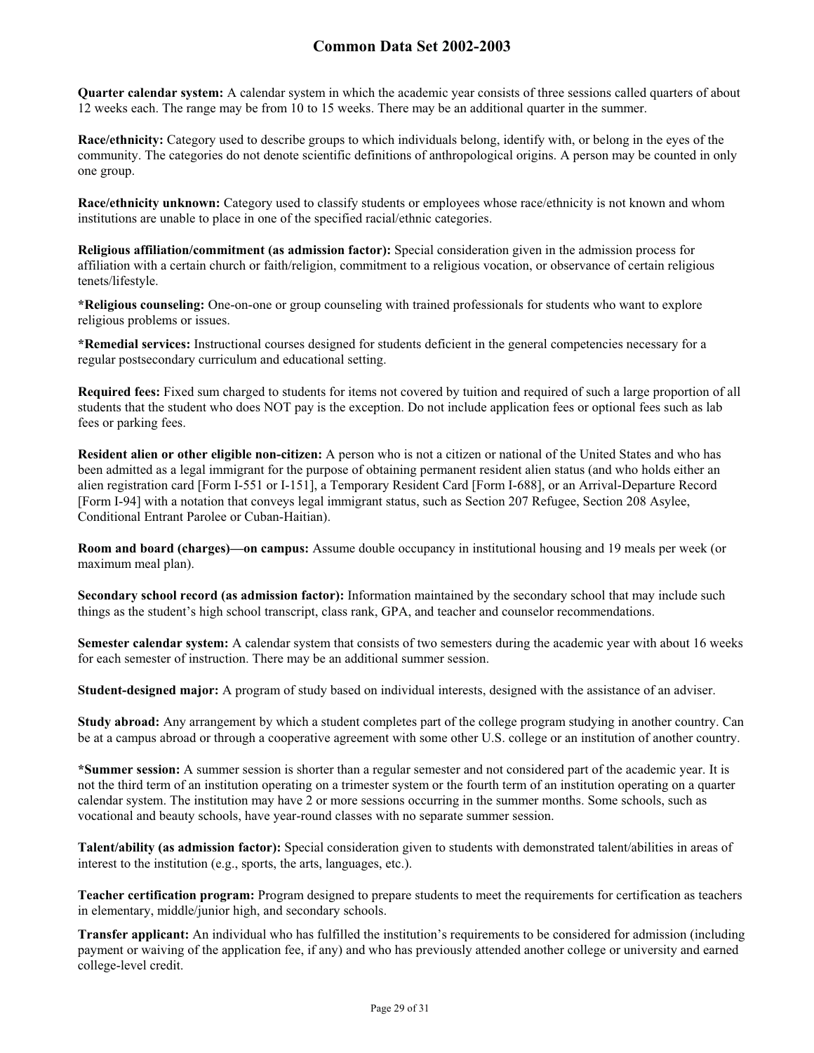**Quarter calendar system:** A calendar system in which the academic year consists of three sessions called quarters of about 12 weeks each. The range may be from 10 to 15 weeks. There may be an additional quarter in the summer.

**Race/ethnicity:** Category used to describe groups to which individuals belong, identify with, or belong in the eyes of the community. The categories do not denote scientific definitions of anthropological origins. A person may be counted in only one group.

**Race/ethnicity unknown:** Category used to classify students or employees whose race/ethnicity is not known and whom institutions are unable to place in one of the specified racial/ethnic categories.

**Religious affiliation/commitment (as admission factor):** Special consideration given in the admission process for affiliation with a certain church or faith/religion, commitment to a religious vocation, or observance of certain religious tenets/lifestyle.

**\*Religious counseling:** One-on-one or group counseling with trained professionals for students who want to explore religious problems or issues.

**\*Remedial services:** Instructional courses designed for students deficient in the general competencies necessary for a regular postsecondary curriculum and educational setting.

**Required fees:** Fixed sum charged to students for items not covered by tuition and required of such a large proportion of all students that the student who does NOT pay is the exception. Do not include application fees or optional fees such as lab fees or parking fees.

**Resident alien or other eligible non-citizen:** A person who is not a citizen or national of the United States and who has been admitted as a legal immigrant for the purpose of obtaining permanent resident alien status (and who holds either an alien registration card [Form I-551 or I-151], a Temporary Resident Card [Form I-688], or an Arrival-Departure Record [Form I-94] with a notation that conveys legal immigrant status, such as Section 207 Refugee, Section 208 Asylee, Conditional Entrant Parolee or Cuban-Haitian).

**Room and board (charges)—on campus:** Assume double occupancy in institutional housing and 19 meals per week (or maximum meal plan).

**Secondary school record (as admission factor):** Information maintained by the secondary school that may include such things as the student's high school transcript, class rank, GPA, and teacher and counselor recommendations.

**Semester calendar system:** A calendar system that consists of two semesters during the academic year with about 16 weeks for each semester of instruction. There may be an additional summer session.

**Student-designed major:** A program of study based on individual interests, designed with the assistance of an adviser.

**Study abroad:** Any arrangement by which a student completes part of the college program studying in another country. Can be at a campus abroad or through a cooperative agreement with some other U.S. college or an institution of another country.

**\*Summer session:** A summer session is shorter than a regular semester and not considered part of the academic year. It is not the third term of an institution operating on a trimester system or the fourth term of an institution operating on a quarter calendar system. The institution may have 2 or more sessions occurring in the summer months. Some schools, such as vocational and beauty schools, have year-round classes with no separate summer session.

**Talent/ability (as admission factor):** Special consideration given to students with demonstrated talent/abilities in areas of interest to the institution (e.g., sports, the arts, languages, etc.).

**Teacher certification program:** Program designed to prepare students to meet the requirements for certification as teachers in elementary, middle/junior high, and secondary schools.

**Transfer applicant:** An individual who has fulfilled the institution's requirements to be considered for admission (including payment or waiving of the application fee, if any) and who has previously attended another college or university and earned college-level credit.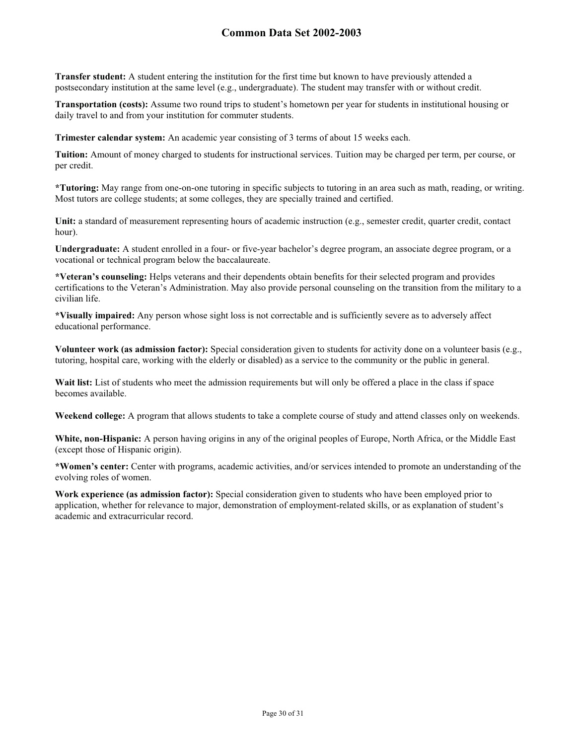**Transfer student:** A student entering the institution for the first time but known to have previously attended a postsecondary institution at the same level (e.g., undergraduate). The student may transfer with or without credit.

**Transportation (costs):** Assume two round trips to student's hometown per year for students in institutional housing or daily travel to and from your institution for commuter students.

**Trimester calendar system:** An academic year consisting of 3 terms of about 15 weeks each.

**Tuition:** Amount of money charged to students for instructional services. Tuition may be charged per term, per course, or per credit.

**\*Tutoring:** May range from one-on-one tutoring in specific subjects to tutoring in an area such as math, reading, or writing. Most tutors are college students; at some colleges, they are specially trained and certified.

**Unit:** a standard of measurement representing hours of academic instruction (e.g., semester credit, quarter credit, contact hour).

**Undergraduate:** A student enrolled in a four- or five-year bachelor's degree program, an associate degree program, or a vocational or technical program below the baccalaureate.

**\*Veteran's counseling:** Helps veterans and their dependents obtain benefits for their selected program and provides certifications to the Veteran's Administration. May also provide personal counseling on the transition from the military to a civilian life.

**\*Visually impaired:** Any person whose sight loss is not correctable and is sufficiently severe as to adversely affect educational performance.

**Volunteer work (as admission factor):** Special consideration given to students for activity done on a volunteer basis (e.g., tutoring, hospital care, working with the elderly or disabled) as a service to the community or the public in general.

**Wait list:** List of students who meet the admission requirements but will only be offered a place in the class if space becomes available.

**Weekend college:** A program that allows students to take a complete course of study and attend classes only on weekends.

**White, non-Hispanic:** A person having origins in any of the original peoples of Europe, North Africa, or the Middle East (except those of Hispanic origin).

**\*Women's center:** Center with programs, academic activities, and/or services intended to promote an understanding of the evolving roles of women.

**Work experience (as admission factor):** Special consideration given to students who have been employed prior to application, whether for relevance to major, demonstration of employment-related skills, or as explanation of student's academic and extracurricular record.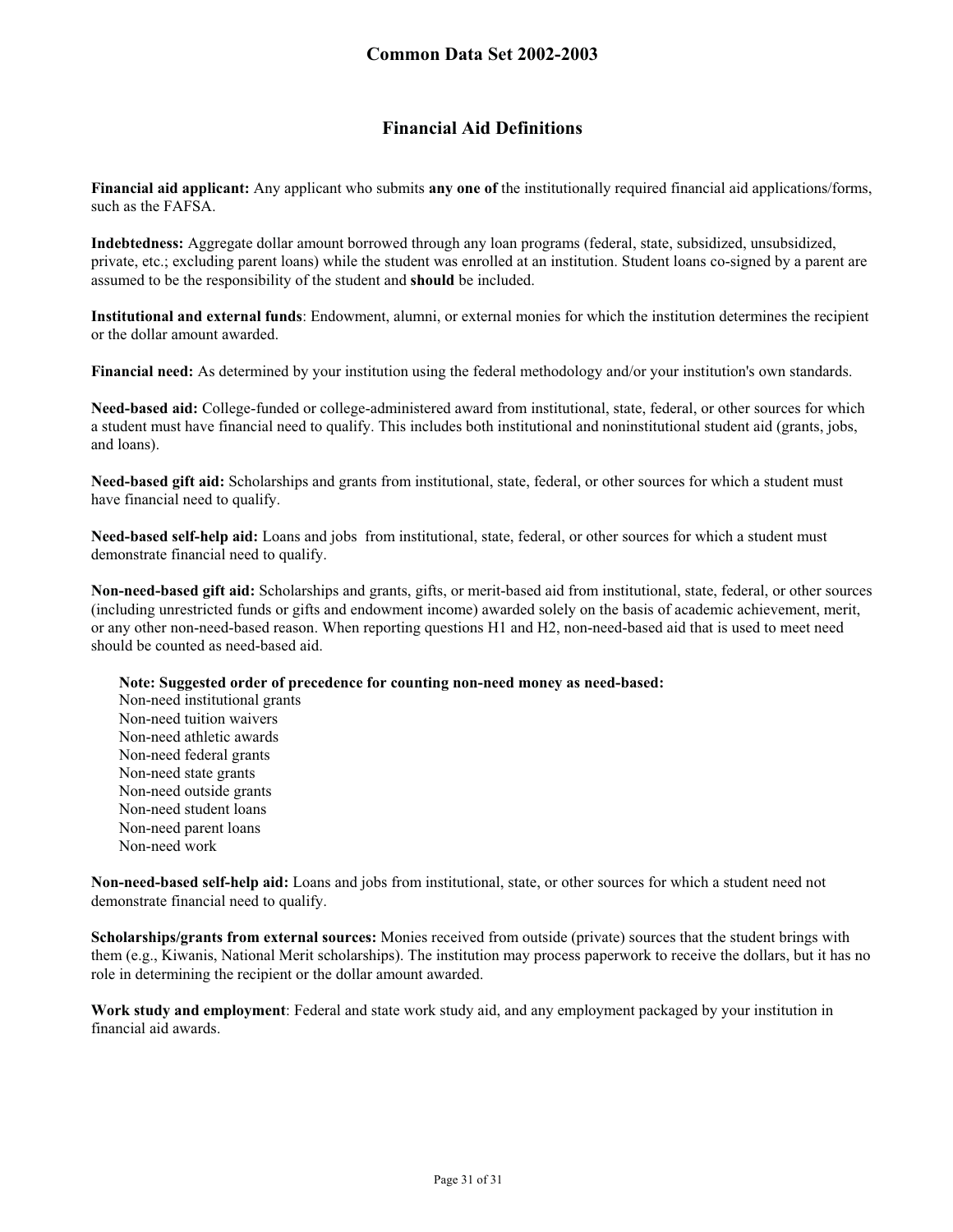## Financial Aid Definitions

**Financial aid applicant:** Any applicant who submits **any one of** the institutionally required financial aid applications/forms, such as the FAFSA.

**Indebtedness:** Aggregate dollar amount borrowed through any loan programs (federal, state, subsidized, unsubsidized, private, etc.; excluding parent loans) while the student was enrolled at an institution. Student loans co-signed by a parent are assumed to be the responsibility of the student and **should** be included.

**Institutional and external funds**: Endowment, alumni, or external monies for which the institution determines the recipient or the dollar amount awarded.

**Financial need:** As determined by your institution using the federal methodology and/or your institution's own standards.

**Need-based aid:** College-funded or college-administered award from institutional, state, federal, or other sources for which a student must have financial need to qualify. This includes both institutional and noninstitutional student aid (grants, jobs, and loans).

**Need-based gift aid:** Scholarships and grants from institutional, state, federal, or other sources for which a student must have financial need to qualify.

**Need-based self-help aid:** Loans and jobs from institutional, state, federal, or other sources for which a student must demonstrate financial need to qualify.

**Non-need-based gift aid:** Scholarships and grants, gifts, or merit-based aid from institutional, state, federal, or other sources (including unrestricted funds or gifts and endowment income) awarded solely on the basis of academic achievement, merit, or any other non-need-based reason. When reporting questions H1 and H2, non-need-based aid that is used to meet need should be counted as need-based aid.

**Note: Suggested order of precedence for counting non-need money as need-based:**
Non-need institutional grants
Non-need tuition waivers
Non-need athletic awards
Non-need federal grants
Non-need state grants
Non-need outside grants
Non-need student loans
Non-need parent loans
Non-need work

**Non-need-based self-help aid:** Loans and jobs from institutional, state, or other sources for which a student need not demonstrate financial need to qualify.

**Scholarships/grants from external sources:** Monies received from outside (private) sources that the student brings with them (e.g., Kiwanis, National Merit scholarships). The institution may process paperwork to receive the dollars, but it has no role in determining the recipient or the dollar amount awarded.

**Work study and employment**: Federal and state work study aid, and any employment packaged by your institution in financial aid awards.